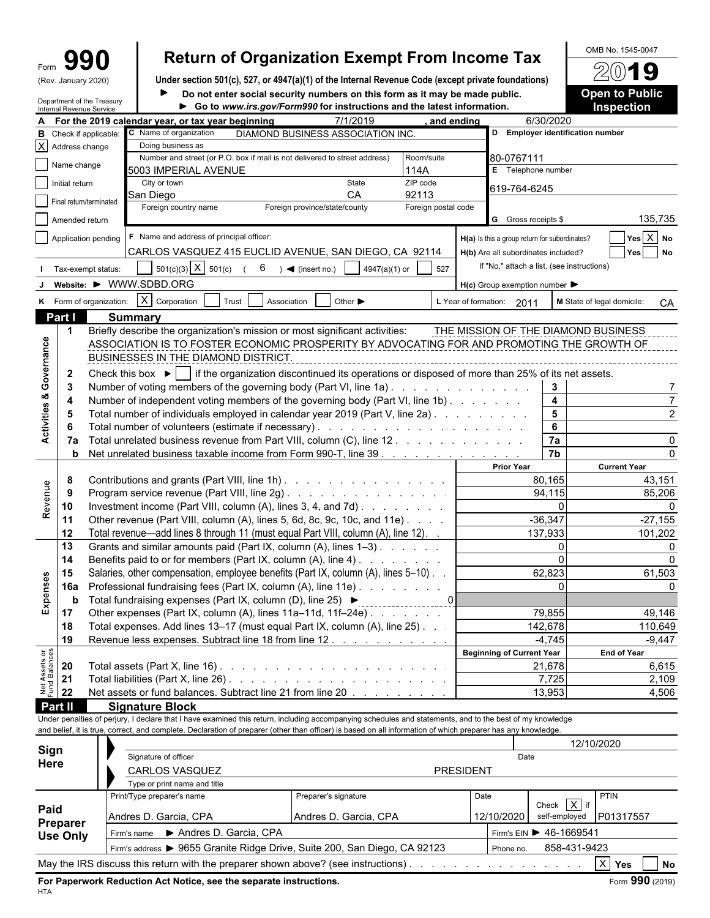Form **990** (Rev. January 2020)

Department of the Treasury
Internal Revenue Service

# Return of Organization Exempt From Income Tax

**Under section 501(c), 527, or 4947(a)(1) of the Internal Revenue Code (except private foundations)**

► **Do not enter social security numbers on this form as it may be made public.**

► **Go to www.irs.gov/Form990 for instructions and the latest information.**

OMB No. 1545-0047

**2019**

**Open to Public Inspection**

**A** For the 2019 calendar year, or tax year beginning 7/1/2019, and ending 6/30/2020

**B** Check if applicable:
- [X] Address change
- [ ] Name change
- [ ] Initial return
- [ ] Final return/terminated
- [ ] Amended return
- [ ] Application pending

**C** Name of organization: DIAMOND BUSINESS ASSOCIATION INC.

Doing business as

Number and street (or P.O. box if mail is not delivered to street address): 5003 IMPERIAL AVENUE — Room/suite: 114A

City or town: San Diego — State: CA — ZIP code: 92113

Foreign country name — Foreign province/state/county — Foreign postal code

**D** Employer identification number: 80-0767111

**E** Telephone number: 619-764-6245

**G** Gross receipts $ 135,735

**F** Name and address of principal officer: CARLOS VASQUEZ 415 EUCLID AVENUE, SAN DIEGO, CA 92114

**H(a)** Is this a group return for subordinates? [ ] Yes [X] No

**H(b)** Are all subordinates included? [ ] Yes [ ] No

If "No," attach a list. (see instructions)

**H(c)** Group exemption number ►

**I** Tax-exempt status: [ ] 501(c)(3) [X] 501(c) ( 6 ) ◄ (insert no.) [ ] 4947(a)(1) or [ ] 527

**J** Website: ► WWW.SDBD.ORG

**K** Form of organization: [X] Corporation [ ] Trust [ ] Association [ ] Other ►

**L** Year of formation: 2011

**M** State of legal domicile: CA

## Part I Summary

### Activities & Governance

1. Briefly describe the organization's mission or most significant activities: THE MISSION OF THE DIAMOND BUSINESS ASSOCIATION IS TO FOSTER ECONOMIC PROSPERITY BY ADVOCATING FOR AND PROMOTING THE GROWTH OF BUSINESSES IN THE DIAMOND DISTRICT.
2. Check this box ► [ ] if the organization discontinued its operations or disposed of more than 25% of its net assets.

| Line | Description | | Value |
|---|---|---|---|
| 3 | Number of voting members of the governing body (Part VI, line 1a) | 3 | 7 |
| 4 | Number of independent voting members of the governing body (Part VI, line 1b) | 4 | 7 |
| 5 | Total number of individuals employed in calendar year 2019 (Part V, line 2a) | 5 | 2 |
| 6 | Total number of volunteers (estimate if necessary) | 6 | |
| 7a | Total unrelated business revenue from Part VIII, column (C), line 12 | 7a | 0 |
| b | Net unrelated business taxable income from Form 990-T, line 39 | 7b | 0 |

### Revenue and Expenses

| Line | Description | Prior Year | Current Year |
|---|---|---|---|
| 8 | Contributions and grants (Part VIII, line 1h) | 80,165 | 43,151 |
| 9 | Program service revenue (Part VIII, line 2g) | 94,115 | 85,206 |
| 10 | Investment income (Part VIII, column (A), lines 3, 4, and 7d) | 0 | 0 |
| 11 | Other revenue (Part VIII, column (A), lines 5, 6d, 8c, 9c, 10c, and 11e) | -36,347 | -27,155 |
| 12 | Total revenue—add lines 8 through 11 (must equal Part VIII, column (A), line 12) | 137,933 | 101,202 |
| 13 | Grants and similar amounts paid (Part IX, column (A), lines 1–3) | 0 | 0 |
| 14 | Benefits paid to or for members (Part IX, column (A), line 4) | 0 | 0 |
| 15 | Salaries, other compensation, employee benefits (Part IX, column (A), lines 5–10) | 62,823 | 61,503 |
| 16a | Professional fundraising fees (Part IX, column (A), line 11e) | 0 | 0 |
| b | Total fundraising expenses (Part IX, column (D), line 25) ► 0 | | |
| 17 | Other expenses (Part IX, column (A), lines 11a–11d, 11f–24e) | 79,855 | 49,146 |
| 18 | Total expenses. Add lines 13–17 (must equal Part IX, column (A), line 25) | 142,678 | 110,649 |
| 19 | Revenue less expenses. Subtract line 18 from line 12 | -4,745 | -9,447 |

### Net Assets or Fund Balances

| Line | Description | Beginning of Current Year | End of Year |
|---|---|---|---|
| 20 | Total assets (Part X, line 16) | 21,678 | 6,615 |
| 21 | Total liabilities (Part X, line 26) | 7,725 | 2,109 |
| 22 | Net assets or fund balances. Subtract line 21 from line 20 | 13,953 | 4,506 |

## Part II Signature Block

Under penalties of perjury, I declare that I have examined this return, including accompanying schedules and statements, and to the best of my knowledge and belief, it is true, correct, and complete. Declaration of preparer (other than officer) is based on all information of which preparer has any knowledge.

**Sign Here**

Signature of officer — Date: 12/10/2020

CARLOS VASQUEZ — PRESIDENT

Type or print name and title

**Paid Preparer Use Only**

| Print/Type preparer's name | Preparer's signature | Date | Check [X] if self-employed | PTIN |
|---|---|---|---|---|
| Andres D. Garcia, CPA | Andres D. Garcia, CPA | 12/10/2020 | | P01317557 |

Firm's name ► Andres D. Garcia, CPA — Firm's EIN ► 46-1669541

Firm's address ► 9655 Granite Ridge Drive, Suite 200, San Diego, CA 92123 — Phone no. 858-431-9423

May the IRS discuss this return with the preparer shown above? (see instructions) [X] Yes [ ] No

**For Paperwork Reduction Act Notice, see the separate instructions.** Form **990** (2019)

HTA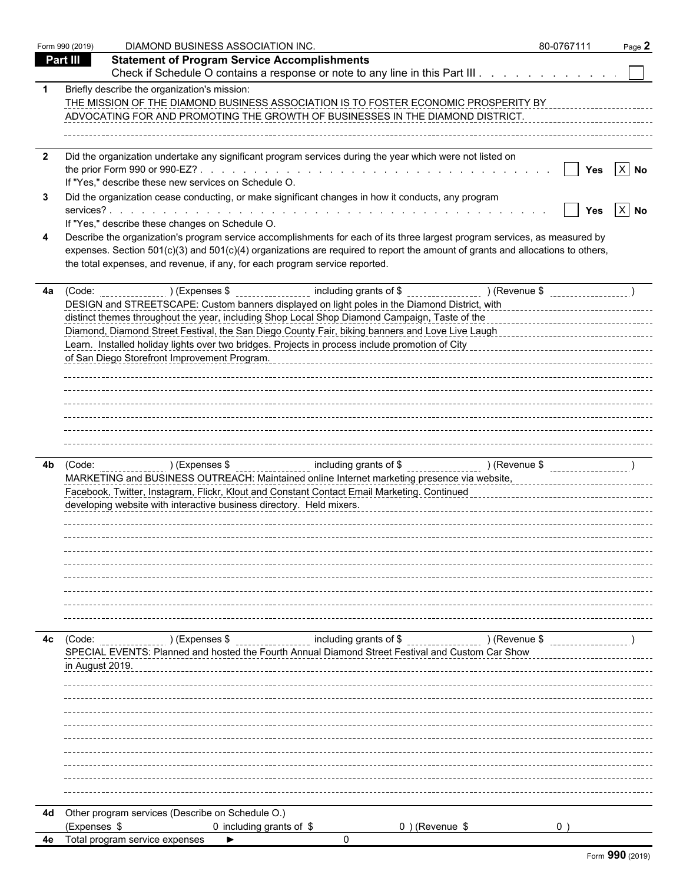Form 990 (2019) DIAMOND BUSINESS ASSOCIATION INC. 80-0767111 Page **2**

## Part III Statement of Program Service Accomplishments

Check if Schedule O contains a response or note to any line in this Part III . . . . . . . . . . . . ☐

**1** Briefly describe the organization's mission:

THE MISSION OF THE DIAMOND BUSINESS ASSOCIATION IS TO FOSTER ECONOMIC PROSPERITY BY ADVOCATING FOR AND PROMOTING THE GROWTH OF BUSINESSES IN THE DIAMOND DISTRICT.

**2** Did the organization undertake any significant program services during the year which were not listed on the prior Form 990 or 990-EZ? . . . . . . . . . . ☐ Yes ☒ No

If "Yes," describe these new services on Schedule O.

**3** Did the organization cease conducting, or make significant changes in how it conducts, any program services? . . . . . . . . . . ☐ Yes ☒ No

If "Yes," describe these changes on Schedule O.

**4** Describe the organization's program service accomplishments for each of its three largest program services, as measured by expenses. Section 501(c)(3) and 501(c)(4) organizations are required to report the amount of grants and allocations to others, the total expenses, and revenue, if any, for each program service reported.

**4a** (Code: ______ ) (Expenses $ ______ including grants of $ ______ ) (Revenue $ ______ )

DESIGN and STREETSCAPE: Custom banners displayed on light poles in the Diamond District, with distinct themes throughout the year, including Shop Local Shop Diamond Campaign, Taste of the Diamond, Diamond Street Festival, the San Diego County Fair, biking banners and Love Live Laugh Learn. Installed holiday lights over two bridges. Projects in process include promotion of City of San Diego Storefront Improvement Program.

**4b** (Code: ______ ) (Expenses $ ______ including grants of $ ______ ) (Revenue $ ______ )

MARKETING and BUSINESS OUTREACH: Maintained online Internet marketing presence via website, Facebook, Twitter, Instagram, Flickr, Klout and Constant Contact Email Marketing. Continued developing website with interactive business directory. Held mixers.

**4c** (Code: ______ ) (Expenses $ ______ including grants of $ ______ ) (Revenue $ ______ )

SPECIAL EVENTS: Planned and hosted the Fourth Annual Diamond Street Festival and Custom Car Show in August 2019.

**4d** Other program services (Describe on Schedule O.)

(Expenses $ 0 including grants of $ 0 ) (Revenue $ 0 )

**4e** Total program service expenses ► 0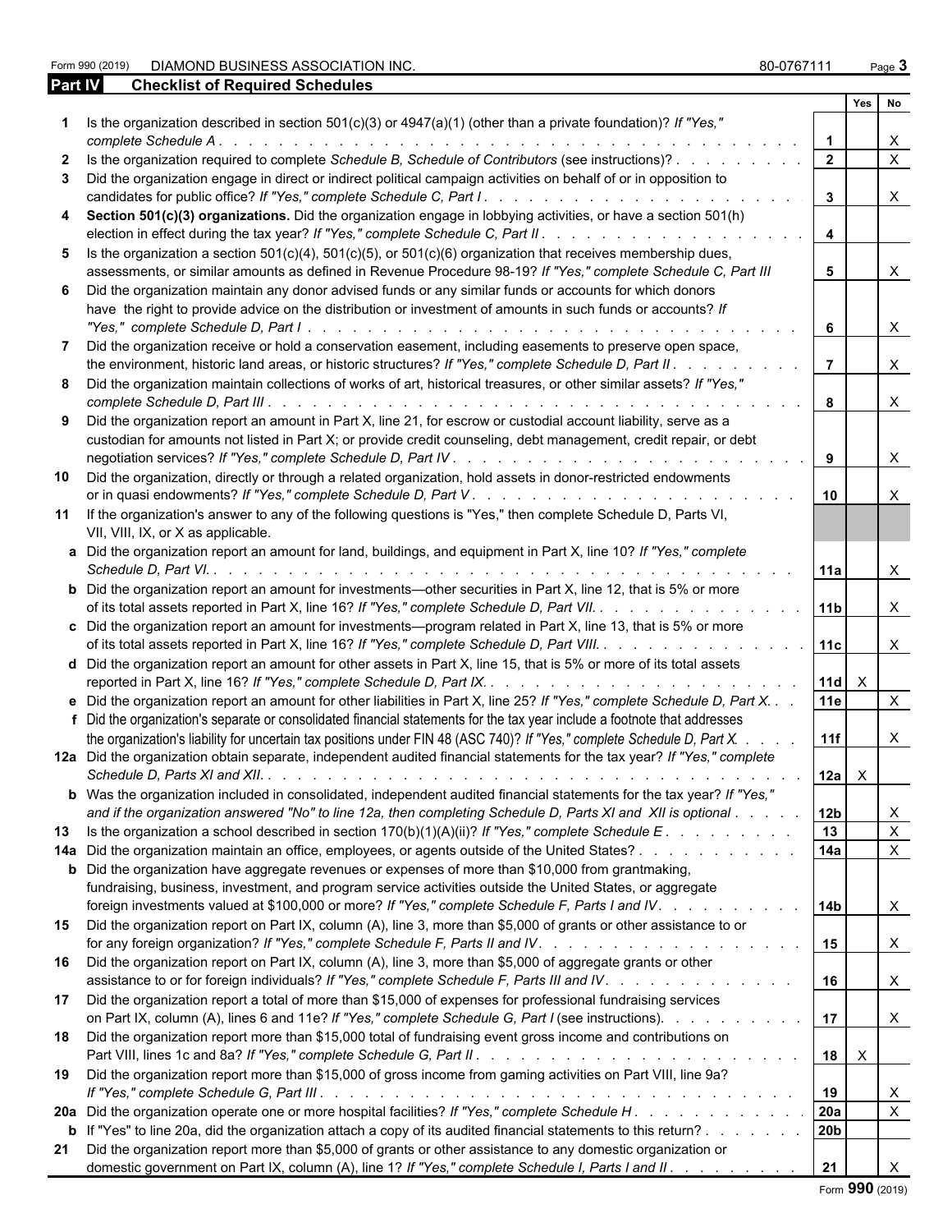Form 990 (2019) DIAMOND BUSINESS ASSOCIATION INC. 80-0767111

## Part IV Checklist of Required Schedules

| | | | Yes | No |
|---|---|---|---|---|
| 1 | Is the organization described in section 501(c)(3) or 4947(a)(1) (other than a private foundation)? *If "Yes," complete Schedule A* | 1 | | X |
| 2 | Is the organization required to complete *Schedule B, Schedule of Contributors* (see instructions)? | 2 | | X |
| 3 | Did the organization engage in direct or indirect political campaign activities on behalf of or in opposition to candidates for public office? *If "Yes," complete Schedule C, Part I* | 3 | | X |
| 4 | **Section 501(c)(3) organizations.** Did the organization engage in lobbying activities, or have a section 501(h) election in effect during the tax year? *If "Yes," complete Schedule C, Part II* | 4 | | |
| 5 | Is the organization a section 501(c)(4), 501(c)(5), or 501(c)(6) organization that receives membership dues, assessments, or similar amounts as defined in Revenue Procedure 98-19? *If "Yes," complete Schedule C, Part III* | 5 | | X |
| 6 | Did the organization maintain any donor advised funds or any similar funds or accounts for which donors have the right to provide advice on the distribution or investment of amounts in such funds or accounts? *If "Yes," complete Schedule D, Part I* | 6 | | X |
| 7 | Did the organization receive or hold a conservation easement, including easements to preserve open space, the environment, historic land areas, or historic structures? *If "Yes," complete Schedule D, Part II* | 7 | | X |
| 8 | Did the organization maintain collections of works of art, historical treasures, or other similar assets? *If "Yes," complete Schedule D, Part III* | 8 | | X |
| 9 | Did the organization report an amount in Part X, line 21, for escrow or custodial account liability, serve as a custodian for amounts not listed in Part X; or provide credit counseling, debt management, credit repair, or debt negotiation services? *If "Yes," complete Schedule D, Part IV* | 9 | | X |
| 10 | Did the organization, directly or through a related organization, hold assets in donor-restricted endowments or in quasi endowments? *If "Yes," complete Schedule D, Part V* | 10 | | X |
| 11 | If the organization's answer to any of the following questions is "Yes," then complete Schedule D, Parts VI, VII, VIII, IX, or X as applicable. | | | |
| a | Did the organization report an amount for land, buildings, and equipment in Part X, line 10? *If "Yes," complete Schedule D, Part VI.* | 11a | | X |
| b | Did the organization report an amount for investments—other securities in Part X, line 12, that is 5% or more of its total assets reported in Part X, line 16? *If "Yes," complete Schedule D, Part VII.* | 11b | | X |
| c | Did the organization report an amount for investments—program related in Part X, line 13, that is 5% or more of its total assets reported in Part X, line 16? *If "Yes," complete Schedule D, Part VIII.* | 11c | | X |
| d | Did the organization report an amount for other assets in Part X, line 15, that is 5% or more of its total assets reported in Part X, line 16? *If "Yes," complete Schedule D, Part IX.* | 11d | X | |
| e | Did the organization report an amount for other liabilities in Part X, line 25? *If "Yes," complete Schedule D, Part X.* | 11e | | X |
| f | Did the organization's separate or consolidated financial statements for the tax year include a footnote that addresses the organization's liability for uncertain tax positions under FIN 48 (ASC 740)? *If "Yes," complete Schedule D, Part X.* | 11f | | X |
| 12a | Did the organization obtain separate, independent audited financial statements for the tax year? *If "Yes," complete Schedule D, Parts XI and XII.* | 12a | X | |
| b | Was the organization included in consolidated, independent audited financial statements for the tax year? *If "Yes," and if the organization answered "No" to line 12a, then completing Schedule D, Parts XI and XII is optional* | 12b | | X |
| 13 | Is the organization a school described in section 170(b)(1)(A)(ii)? *If "Yes," complete Schedule E* | 13 | | X |
| 14a | Did the organization maintain an office, employees, or agents outside of the United States? | 14a | | X |
| b | Did the organization have aggregate revenues or expenses of more than $10,000 from grantmaking, fundraising, business, investment, and program service activities outside the United States, or aggregate foreign investments valued at $100,000 or more? *If "Yes," complete Schedule F, Parts I and IV.* | 14b | | X |
| 15 | Did the organization report on Part IX, column (A), line 3, more than $5,000 of grants or other assistance to or for any foreign organization? *If "Yes," complete Schedule F, Parts II and IV.* | 15 | | X |
| 16 | Did the organization report on Part IX, column (A), line 3, more than $5,000 of aggregate grants or other assistance to or for foreign individuals? *If "Yes," complete Schedule F, Parts III and IV.* | 16 | | X |
| 17 | Did the organization report a total of more than $15,000 of expenses for professional fundraising services on Part IX, column (A), lines 6 and 11e? *If "Yes," complete Schedule G, Part I* (see instructions). | 17 | | X |
| 18 | Did the organization report more than $15,000 total of fundraising event gross income and contributions on Part VIII, lines 1c and 8a? *If "Yes," complete Schedule G, Part II* | 18 | X | |
| 19 | Did the organization report more than $15,000 of gross income from gaming activities on Part VIII, line 9a? *If "Yes," complete Schedule G, Part III* | 19 | | X |
| 20a | Did the organization operate one or more hospital facilities? *If "Yes," complete Schedule H* | 20a | | X |
| b | If "Yes" to line 20a, did the organization attach a copy of its audited financial statements to this return? | 20b | | |
| 21 | Did the organization report more than $5,000 of grants or other assistance to any domestic organization or domestic government on Part IX, column (A), line 1? *If "Yes," complete Schedule I, Parts I and II* | 21 | | X |

Form **990** (2019)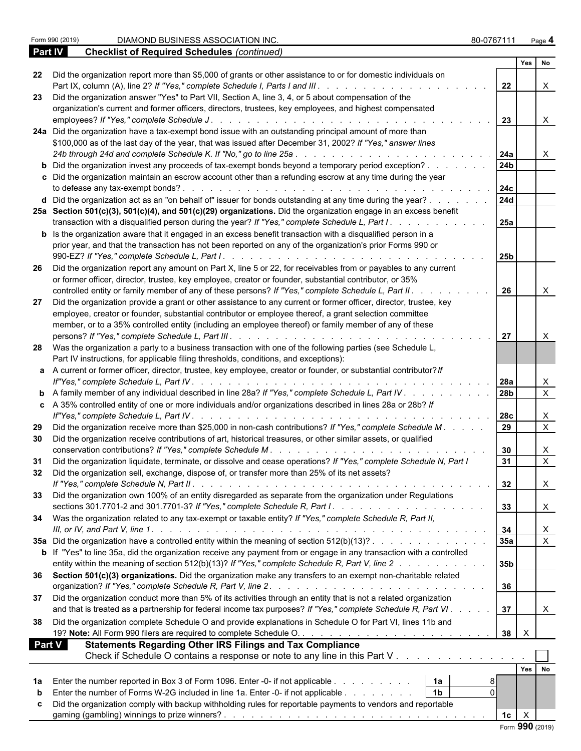Form 990 (2019) DIAMOND BUSINESS ASSOCIATION INC. 80-0767111 Page 4

## Part IV Checklist of Required Schedules *(continued)*

| | | | Yes | No |
|---|---|---|---|---|
| 22 | Did the organization report more than $5,000 of grants or other assistance to or for domestic individuals on Part IX, column (A), line 2? *If "Yes," complete Schedule I, Parts I and III* | 22 | | X |
| 23 | Did the organization answer "Yes" to Part VII, Section A, line 3, 4, or 5 about compensation of the organization's current and former officers, directors, trustees, key employees, and highest compensated employees? *If "Yes," complete Schedule J* | 23 | | X |
| 24a | Did the organization have a tax-exempt bond issue with an outstanding principal amount of more than $100,000 as of the last day of the year, that was issued after December 31, 2002? *If "Yes," answer lines 24b through 24d and complete Schedule K. If "No," go to line 25a* | 24a | | X |
| b | Did the organization invest any proceeds of tax-exempt bonds beyond a temporary period exception? | 24b | | |
| c | Did the organization maintain an escrow account other than a refunding escrow at any time during the year to defease any tax-exempt bonds? | 24c | | |
| d | Did the organization act as an "on behalf of" issuer for bonds outstanding at any time during the year? | 24d | | |
| 25a | **Section 501(c)(3), 501(c)(4), and 501(c)(29) organizations.** Did the organization engage in an excess benefit transaction with a disqualified person during the year? *If "Yes," complete Schedule L, Part I* | 25a | | |
| b | Is the organization aware that it engaged in an excess benefit transaction with a disqualified person in a prior year, and that the transaction has not been reported on any of the organization's prior Forms 990 or 990-EZ? *If "Yes," complete Schedule L, Part I* | 25b | | |
| 26 | Did the organization report any amount on Part X, line 5 or 22, for receivables from or payables to any current or former officer, director, trustee, key employee, creator or founder, substantial contributor, or 35% controlled entity or family member of any of these persons? *If "Yes," complete Schedule L, Part II* | 26 | | X |
| 27 | Did the organization provide a grant or other assistance to any current or former officer, director, trustee, key employee, creator or founder, substantial contributor or employee thereof, a grant selection committee member, or to a 35% controlled entity (including an employee thereof) or family member of any of these persons? *If "Yes," complete Schedule L, Part III* | 27 | | X |
| 28 | Was the organization a party to a business transaction with one of the following parties (see Schedule L, Part IV instructions, for applicable filing thresholds, conditions, and exceptions): | | | |
| a | A current or former officer, director, trustee, key employee, creator or founder, or substantial contributor? *If "Yes," complete Schedule L, Part IV* | 28a | | X |
| b | A family member of any individual described in line 28a? *If "Yes," complete Schedule L, Part IV* | 28b | | X |
| c | A 35% controlled entity of one or more individuals and/or organizations described in lines 28a or 28b? *If "Yes," complete Schedule L, Part IV* | 28c | | X |
| 29 | Did the organization receive more than $25,000 in non-cash contributions? *If "Yes," complete Schedule M* | 29 | | X |
| 30 | Did the organization receive contributions of art, historical treasures, or other similar assets, or qualified conservation contributions? *If "Yes," complete Schedule M* | 30 | | X |
| 31 | Did the organization liquidate, terminate, or dissolve and cease operations? *If "Yes," complete Schedule N, Part I* | 31 | | X |
| 32 | Did the organization sell, exchange, dispose of, or transfer more than 25% of its net assets? *If "Yes," complete Schedule N, Part II* | 32 | | X |
| 33 | Did the organization own 100% of an entity disregarded as separate from the organization under Regulations sections 301.7701-2 and 301.7701-3? *If "Yes," complete Schedule R, Part I* | 33 | | X |
| 34 | Was the organization related to any tax-exempt or taxable entity? *If "Yes," complete Schedule R, Part II, III, or IV, and Part V, line 1* | 34 | | X |
| 35a | Did the organization have a controlled entity within the meaning of section 512(b)(13)? | 35a | | X |
| b | If "Yes" to line 35a, did the organization receive any payment from or engage in any transaction with a controlled entity within the meaning of section 512(b)(13)? *If "Yes," complete Schedule R, Part V, line 2* | 35b | | |
| 36 | **Section 501(c)(3) organizations.** Did the organization make any transfers to an exempt non-charitable related organization? *If "Yes," complete Schedule R, Part V, line 2* | 36 | | |
| 37 | Did the organization conduct more than 5% of its activities through an entity that is not a related organization and that is treated as a partnership for federal income tax purposes? *If "Yes," complete Schedule R, Part VI* | 37 | | X |
| 38 | Did the organization complete Schedule O and provide explanations in Schedule O for Part VI, lines 11b and 19? **Note:** All Form 990 filers are required to complete Schedule O. | 38 | X | |

## Part V Statements Regarding Other IRS Filings and Tax Compliance

Check if Schedule O contains a response or note to any line in this Part V . . . ☐

| | | | | | Yes | No |
|---|---|---|---|---|---|---|
| 1a | Enter the number reported in Box 3 of Form 1096. Enter -0- if not applicable | 1a | 8 | | | |
| b | Enter the number of Forms W-2G included in line 1a. Enter -0- if not applicable | 1b | 0 | | | |
| c | Did the organization comply with backup withholding rules for reportable payments to vendors and reportable gaming (gambling) winnings to prize winners? | | | 1c | X | |

Form **990** (2019)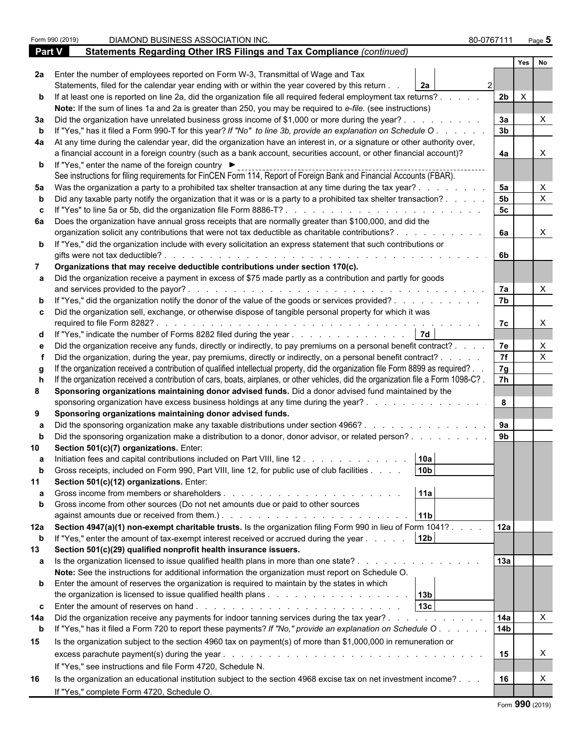Form 990 (2019) DIAMOND BUSINESS ASSOCIATION INC. 80-0767111 Page **5**

**Part V Statements Regarding Other IRS Filings and Tax Compliance** *(continued)*

| | | | | | Yes | No |
|---|---|---|---|---|---|---|
| **2a** | Enter the number of employees reported on Form W-3, Transmittal of Wage and Tax Statements, filed for the calendar year ending with or within the year covered by this return | **2a** | 2 | | | |
| **b** | If at least one is reported on line 2a, did the organization file all required federal employment tax returns? | | | **2b** | X | |
| | **Note:** If the sum of lines 1a and 2a is greater than 250, you may be required to *e-file*. (see instructions) | | | | | |
| **3a** | Did the organization have unrelated business gross income of $1,000 or more during the year? | | | **3a** | | X |
| **b** | If "Yes," has it filed a Form 990-T for this year? *If "No" to line 3b, provide an explanation on Schedule O* | | | **3b** | | |
| **4a** | At any time during the calendar year, did the organization have an interest in, or a signature or other authority over, a financial account in a foreign country (such as a bank account, securities account, or other financial account)? | | | **4a** | | X |
| **b** | If "Yes," enter the name of the foreign country ► | | | | | |
| | See instructions for filing requirements for FinCEN Form 114, Report of Foreign Bank and Financial Accounts (FBAR). | | | | | |
| **5a** | Was the organization a party to a prohibited tax shelter transaction at any time during the tax year? | | | **5a** | | X |
| **b** | Did any taxable party notify the organization that it was or is a party to a prohibited tax shelter transaction? | | | **5b** | | X |
| **c** | If "Yes" to line 5a or 5b, did the organization file Form 8886-T? | | | **5c** | | |
| **6a** | Does the organization have annual gross receipts that are normally greater than $100,000, and did the organization solicit any contributions that were not tax deductible as charitable contributions? | | | **6a** | | X |
| **b** | If "Yes," did the organization include with every solicitation an express statement that such contributions or gifts were not tax deductible? | | | **6b** | | |
| **7** | **Organizations that may receive deductible contributions under section 170(c).** | | | | | |
| **a** | Did the organization receive a payment in excess of $75 made partly as a contribution and partly for goods and services provided to the payor? | | | **7a** | | X |
| **b** | If "Yes," did the organization notify the donor of the value of the goods or services provided? | | | **7b** | | |
| **c** | Did the organization sell, exchange, or otherwise dispose of tangible personal property for which it was required to file Form 8282? | | | **7c** | | X |
| **d** | If "Yes," indicate the number of Forms 8282 filed during the year | **7d** | | | | |
| **e** | Did the organization receive any funds, directly or indirectly, to pay premiums on a personal benefit contract? | | | **7e** | | X |
| **f** | Did the organization, during the year, pay premiums, directly or indirectly, on a personal benefit contract? | | | **7f** | | X |
| **g** | If the organization received a contribution of qualified intellectual property, did the organization file Form 8899 as required? | | | **7g** | | |
| **h** | If the organization received a contribution of cars, boats, airplanes, or other vehicles, did the organization file a Form 1098-C? | | | **7h** | | |
| **8** | **Sponsoring organizations maintaining donor advised funds.** Did a donor advised fund maintained by the sponsoring organization have excess business holdings at any time during the year? | | | **8** | | |
| **9** | **Sponsoring organizations maintaining donor advised funds.** | | | | | |
| **a** | Did the sponsoring organization make any taxable distributions under section 4966? | | | **9a** | | |
| **b** | Did the sponsoring organization make a distribution to a donor, donor advisor, or related person? | | | **9b** | | |
| **10** | **Section 501(c)(7) organizations.** Enter: | | | | | |
| **a** | Initiation fees and capital contributions included on Part VIII, line 12 | **10a** | | | | |
| **b** | Gross receipts, included on Form 990, Part VIII, line 12, for public use of club facilities | **10b** | | | | |
| **11** | **Section 501(c)(12) organizations.** Enter: | | | | | |
| **a** | Gross income from members or shareholders | **11a** | | | | |
| **b** | Gross income from other sources (Do not net amounts due or paid to other sources against amounts due or received from them.) | **11b** | | | | |
| **12a** | **Section 4947(a)(1) non-exempt charitable trusts.** Is the organization filing Form 990 in lieu of Form 1041? | | | **12a** | | |
| **b** | If "Yes," enter the amount of tax-exempt interest received or accrued during the year | **12b** | | | | |
| **13** | **Section 501(c)(29) qualified nonprofit health insurance issuers.** | | | | | |
| **a** | Is the organization licensed to issue qualified health plans in more than one state? | | | **13a** | | |
| | **Note:** See the instructions for additional information the organization must report on Schedule O. | | | | | |
| **b** | Enter the amount of reserves the organization is required to maintain by the states in which the organization is licensed to issue qualified health plans | **13b** | | | | |
| **c** | Enter the amount of reserves on hand | **13c** | | | | |
| **14a** | Did the organization receive any payments for indoor tanning services during the tax year? | | | **14a** | | X |
| **b** | If "Yes," has it filed a Form 720 to report these payments? *If "No," provide an explanation on Schedule O* | | | **14b** | | |
| **15** | Is the organization subject to the section 4960 tax on payment(s) of more than $1,000,000 in remuneration or excess parachute payment(s) during the year | | | **15** | | X |
| | If "Yes," see instructions and file Form 4720, Schedule N. | | | | | |
| **16** | Is the organization an educational institution subject to the section 4968 excise tax on net investment income? | | | **16** | | X |
| | If "Yes," complete Form 4720, Schedule O. | | | | | |

Form **990** (2019)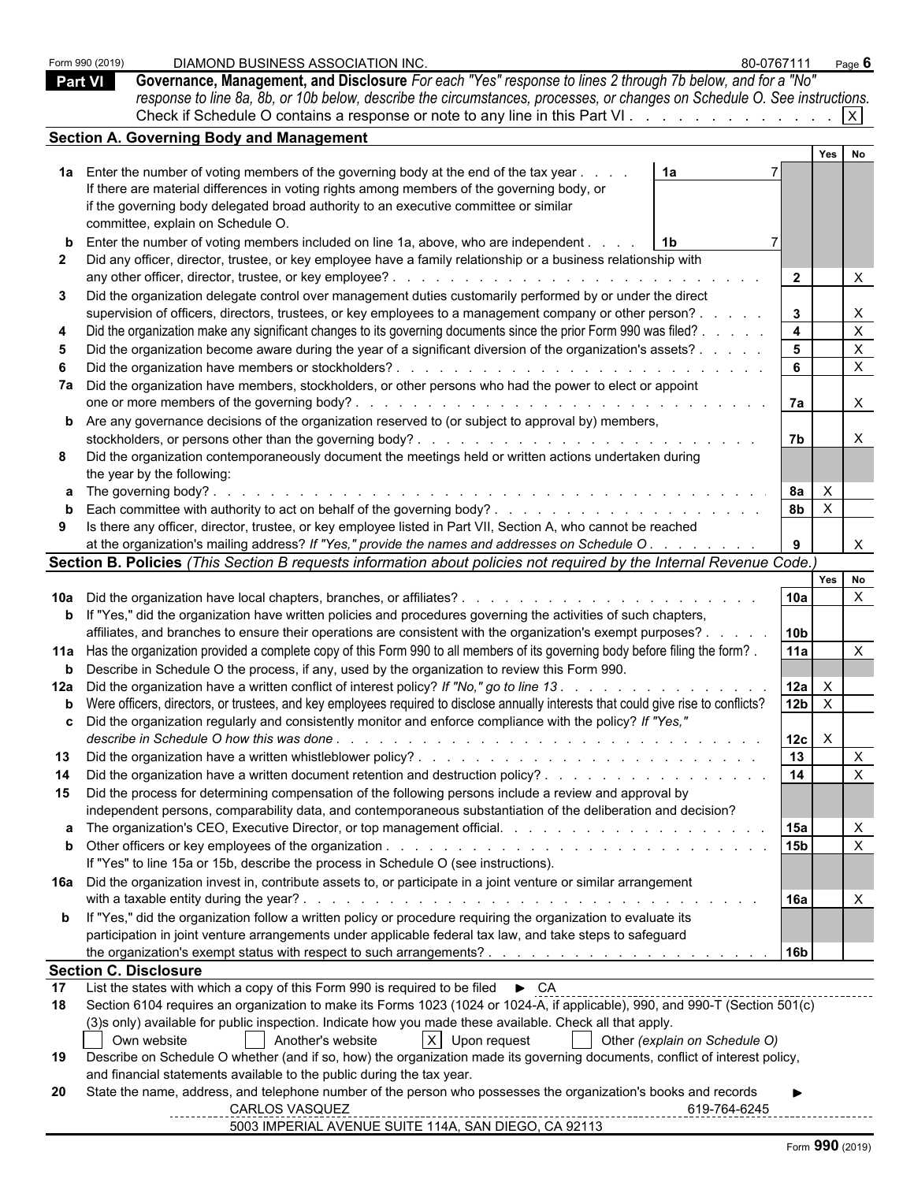Form 990 (2019) DIAMOND BUSINESS ASSOCIATION INC. 80-0767111 Page 6

## Part VI Governance, Management, and Disclosure

*For each "Yes" response to lines 2 through 7b below, and for a "No" response to line 8a, 8b, or 10b below, describe the circumstances, processes, or changes on Schedule O. See instructions.*

Check if Schedule O contains a response or note to any line in this Part VI . . . . . . . . . . . . . [X]

### Section A. Governing Body and Management

| | | | | Yes | No |
|---|---|---|---|---|---|
| 1a | Enter the number of voting members of the governing body at the end of the tax year . . . . If there are material differences in voting rights among members of the governing body, or if the governing body delegated broad authority to an executive committee or similar committee, explain on Schedule O. | 1a 7 | | | |
| b | Enter the number of voting members included on line 1a, above, who are independent . . . . | 1b 7 | | | |
| 2 | Did any officer, director, trustee, or key employee have a family relationship or a business relationship with any other officer, director, trustee, or key employee? . . . | | 2 | | X |
| 3 | Did the organization delegate control over management duties customarily performed by or under the direct supervision of officers, directors, trustees, or key employees to a management company or other person? . . . . . | | 3 | | X |
| 4 | Did the organization make any significant changes to its governing documents since the prior Form 990 was filed? . . . . . | | 4 | | X |
| 5 | Did the organization become aware during the year of a significant diversion of the organization's assets? . . . . . | | 5 | | X |
| 6 | Did the organization have members or stockholders? . . . | | 6 | | X |
| 7a | Did the organization have members, stockholders, or other persons who had the power to elect or appoint one or more members of the governing body? . . . | | 7a | | X |
| b | Are any governance decisions of the organization reserved to (or subject to approval by) members, stockholders, or persons other than the governing body? . . . | | 7b | | X |
| 8 | Did the organization contemporaneously document the meetings held or written actions undertaken during the year by the following: | | | | |
| a | The governing body? . . . | | 8a | X | |
| b | Each committee with authority to act on behalf of the governing body? . . . | | 8b | X | |
| 9 | Is there any officer, director, trustee, or key employee listed in Part VII, Section A, who cannot be reached at the organization's mailing address? *If "Yes," provide the names and addresses on Schedule O* . . . | | 9 | | X |

### Section B. Policies *(This Section B requests information about policies not required by the Internal Revenue Code.)*

| | | | Yes | No |
|---|---|---|---|---|
| 10a | Did the organization have local chapters, branches, or affiliates? . . . | 10a | | X |
| b | If "Yes," did the organization have written policies and procedures governing the activities of such chapters, affiliates, and branches to ensure their operations are consistent with the organization's exempt purposes? . . . | 10b | | |
| 11a | Has the organization provided a complete copy of this Form 990 to all members of its governing body before filing the form? . | 11a | | X |
| b | Describe in Schedule O the process, if any, used by the organization to review this Form 990. | | | |
| 12a | Did the organization have a written conflict of interest policy? *If "No," go to line 13* . . . | 12a | X | |
| b | Were officers, directors, or trustees, and key employees required to disclose annually interests that could give rise to conflicts? | 12b | X | |
| c | Did the organization regularly and consistently monitor and enforce compliance with the policy? *If "Yes," describe in Schedule O how this was done* . . . | 12c | X | |
| 13 | Did the organization have a written whistleblower policy? . . . | 13 | | X |
| 14 | Did the organization have a written document retention and destruction policy? . . . | 14 | | X |
| 15 | Did the process for determining compensation of the following persons include a review and approval by independent persons, comparability data, and contemporaneous substantiation of the deliberation and decision? | | | |
| a | The organization's CEO, Executive Director, or top management official. . . . | 15a | | X |
| b | Other officers or key employees of the organization . . . If "Yes" to line 15a or 15b, describe the process in Schedule O (see instructions). | 15b | | X |
| 16a | Did the organization invest in, contribute assets to, or participate in a joint venture or similar arrangement with a taxable entity during the year? . . . | 16a | | X |
| b | If "Yes," did the organization follow a written policy or procedure requiring the organization to evaluate its participation in joint venture arrangements under applicable federal tax law, and take steps to safeguard the organization's exempt status with respect to such arrangements? . . . | 16b | | |

### Section C. Disclosure

**17** List the states with which a copy of this Form 990 is required to be filed ► CA

**18** Section 6104 requires an organization to make its Forms 1023 (1024 or 1024-A, if applicable), 990, and 990-T (Section 501(c)(3)s only) available for public inspection. Indicate how you made these available. Check all that apply.

[ ] Own website [ ] Another's website [X] Upon request [ ] Other *(explain on Schedule O)*

**19** Describe on Schedule O whether (and if so, how) the organization made its governing documents, conflict of interest policy, and financial statements available to the public during the tax year.

**20** State the name, address, and telephone number of the person who possesses the organization's books and records ►

CARLOS VASQUEZ 619-764-6245
5003 IMPERIAL AVENUE SUITE 114A, SAN DIEGO, CA 92113

Form **990** (2019)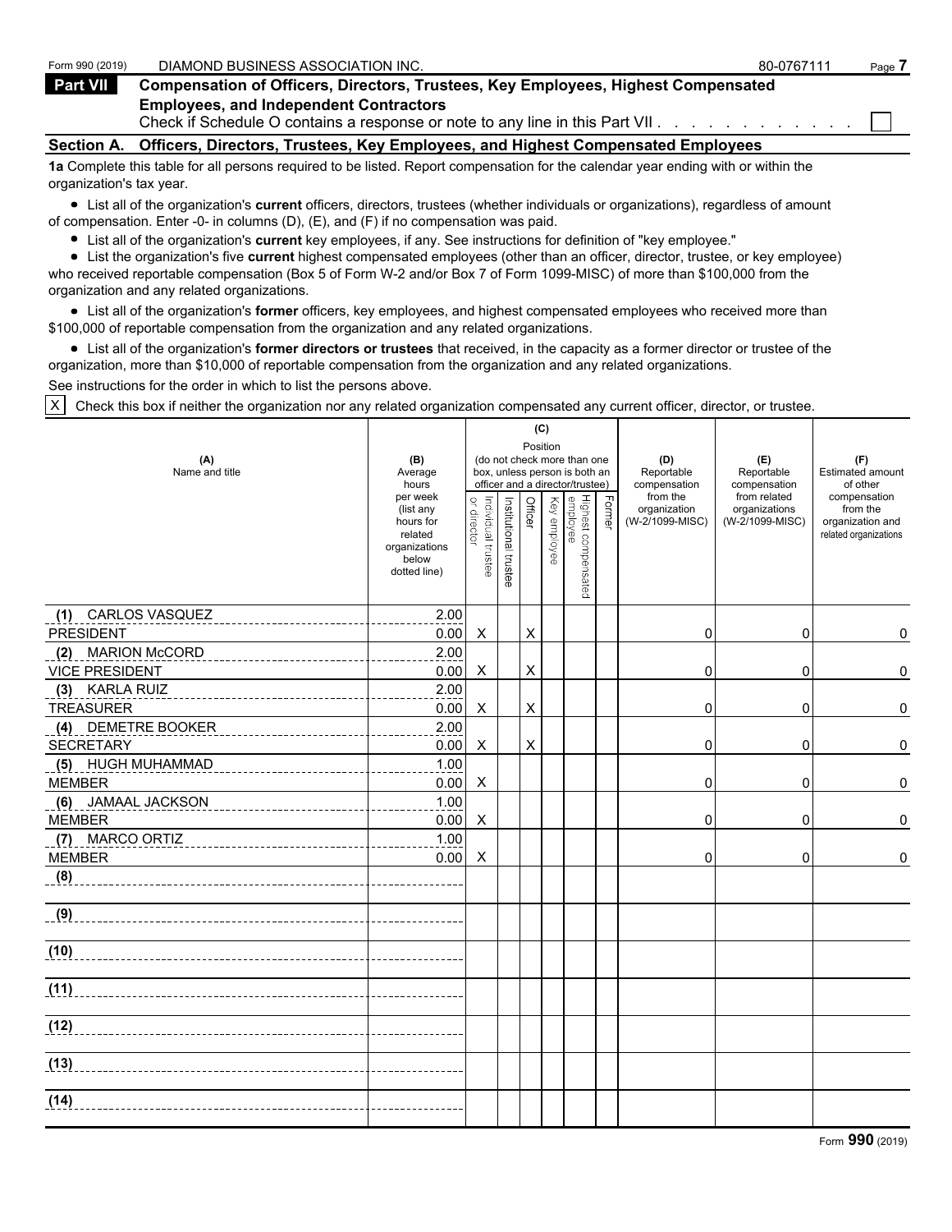Form 990 (2019) DIAMOND BUSINESS ASSOCIATION INC. 80-0767111 Page **7**

## Part VII Compensation of Officers, Directors, Trustees, Key Employees, Highest Compensated Employees, and Independent Contractors

Check if Schedule O contains a response or note to any line in this Part VII . . . . . . . . . . . . ☐

### Section A. Officers, Directors, Trustees, Key Employees, and Highest Compensated Employees

**1a** Complete this table for all persons required to be listed. Report compensation for the calendar year ending with or within the organization's tax year.

- List all of the organization's **current** officers, directors, trustees (whether individuals or organizations), regardless of amount of compensation. Enter -0- in columns (D), (E), and (F) if no compensation was paid.
- List all of the organization's **current** key employees, if any. See instructions for definition of "key employee."
- List the organization's five **current** highest compensated employees (other than an officer, director, trustee, or key employee) who received reportable compensation (Box 5 of Form W-2 and/or Box 7 of Form 1099-MISC) of more than $100,000 from the organization and any related organizations.
- List all of the organization's **former** officers, key employees, and highest compensated employees who received more than $100,000 of reportable compensation from the organization and any related organizations.
- List all of the organization's **former directors or trustees** that received, in the capacity as a former director or trustee of the organization, more than $10,000 of reportable compensation from the organization and any related organizations.

See instructions for the order in which to list the persons above.

☒ Check this box if neither the organization nor any related organization compensated any current officer, director, or trustee.

| (A) Name and title | (B) Average hours per week (list any hours for related organizations below dotted line) | (C) Position: Individual trustee or director | Institutional trustee | Officer | Key employee | Highest compensated employee | Former | (D) Reportable compensation from the organization (W-2/1099-MISC) | (E) Reportable compensation from related organizations (W-2/1099-MISC) | (F) Estimated amount of other compensation from the organization and related organizations |
|---|---|---|---|---|---|---|---|---|---|---|
| (1) CARLOS VASQUEZ<br>PRESIDENT | 2.00<br>0.00 | X | | X | | | | 0 | 0 | 0 |
| (2) MARION McCORD<br>VICE PRESIDENT | 2.00<br>0.00 | X | | X | | | | 0 | 0 | 0 |
| (3) KARLA RUIZ<br>TREASURER | 2.00<br>0.00 | X | | X | | | | 0 | 0 | 0 |
| (4) DEMETRE BOOKER<br>SECRETARY | 2.00<br>0.00 | X | | X | | | | 0 | 0 | 0 |
| (5) HUGH MUHAMMAD<br>MEMBER | 1.00<br>0.00 | X | | | | | | 0 | 0 | 0 |
| (6) JAMAAL JACKSON<br>MEMBER | 1.00<br>0.00 | X | | | | | | 0 | 0 | 0 |
| (7) MARCO ORTIZ<br>MEMBER | 1.00<br>0.00 | X | | | | | | 0 | 0 | 0 |
| (8) | | | | | | | | | | |
| (9) | | | | | | | | | | |
| (10) | | | | | | | | | | |
| (11) | | | | | | | | | | |
| (12) | | | | | | | | | | |
| (13) | | | | | | | | | | |
| (14) | | | | | | | | | | |

Form **990** (2019)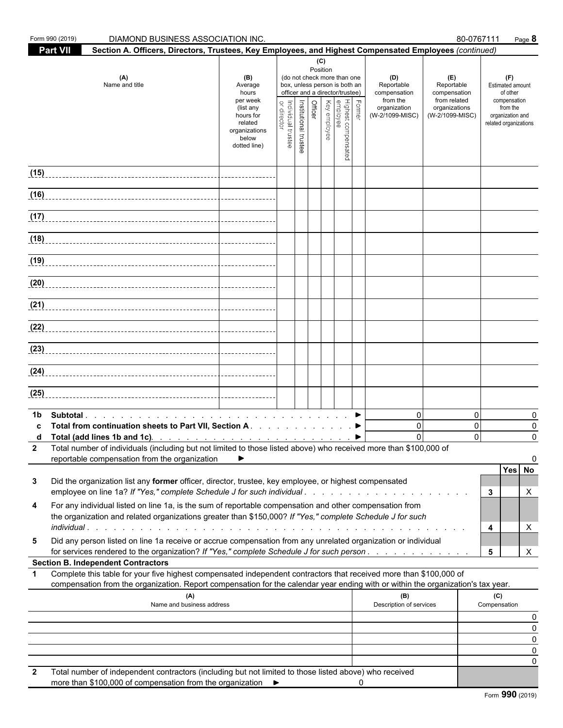Form 990 (2019) DIAMOND BUSINESS ASSOCIATION INC. 80-0767111

**Part VII** **Section A. Officers, Directors, Trustees, Key Employees, and Highest Compensated Employees** *(continued)*

| (A) Name and title | (B) Average hours per week (list any hours for related organizations below dotted line) | (C) Position (do not check more than one box, unless person is both an officer and a director/trustee): Individual trustee or director | Institutional trustee | Officer | Key employee | Highest compensated employee | Former | (D) Reportable compensation from the organization (W-2/1099-MISC) | (E) Reportable compensation from related organizations (W-2/1099-MISC) | (F) Estimated amount of other compensation from the organization and related organizations |
|---|---|---|---|---|---|---|---|---|---|---|
| (15) | | | | | | | | | | |
| (16) | | | | | | | | | | |
| (17) | | | | | | | | | | |
| (18) | | | | | | | | | | |
| (19) | | | | | | | | | | |
| (20) | | | | | | | | | | |
| (21) | | | | | | | | | | |
| (22) | | | | | | | | | | |
| (23) | | | | | | | | | | |
| (24) | | | | | | | | | | |
| (25) | | | | | | | | | | |

| | | (D) | (E) | (F) |
|---|---|---|---|---|
| 1b | Subtotal ▶ | 0 | 0 | 0 |
| c | Total from continuation sheets to Part VII, Section A ▶ | 0 | 0 | 0 |
| d | Total (add lines 1b and 1c) ▶ | 0 | 0 | 0 |

**2** Total number of individuals (including but not limited to those listed above) who received more than $100,000 of reportable compensation from the organization ▶ 0

| | | | Yes | No |
|---|---|---|---|---|
| 3 | Did the organization list any **former** officer, director, trustee, key employee, or highest compensated employee on line 1a? *If "Yes," complete Schedule J for such individual* | 3 | | X |
| 4 | For any individual listed on line 1a, is the sum of reportable compensation and other compensation from the organization and related organizations greater than $150,000? *If "Yes," complete Schedule J for such individual* | 4 | | X |
| 5 | Did any person listed on line 1a receive or accrue compensation from any unrelated organization or individual for services rendered to the organization? *If "Yes," complete Schedule J for such person* | 5 | | X |

**Section B. Independent Contractors**

**1** Complete this table for your five highest compensated independent contractors that received more than $100,000 of compensation from the organization. Report compensation for the calendar year ending with or within the organization's tax year.

| (A) Name and business address | (B) Description of services | (C) Compensation |
|---|---|---|
| | | 0 |
| | | 0 |
| | | 0 |
| | | 0 |
| | | 0 |

**2** Total number of independent contractors (including but not limited to those listed above) who received more than $100,000 of compensation from the organization ▶ 0

Form **990** (2019)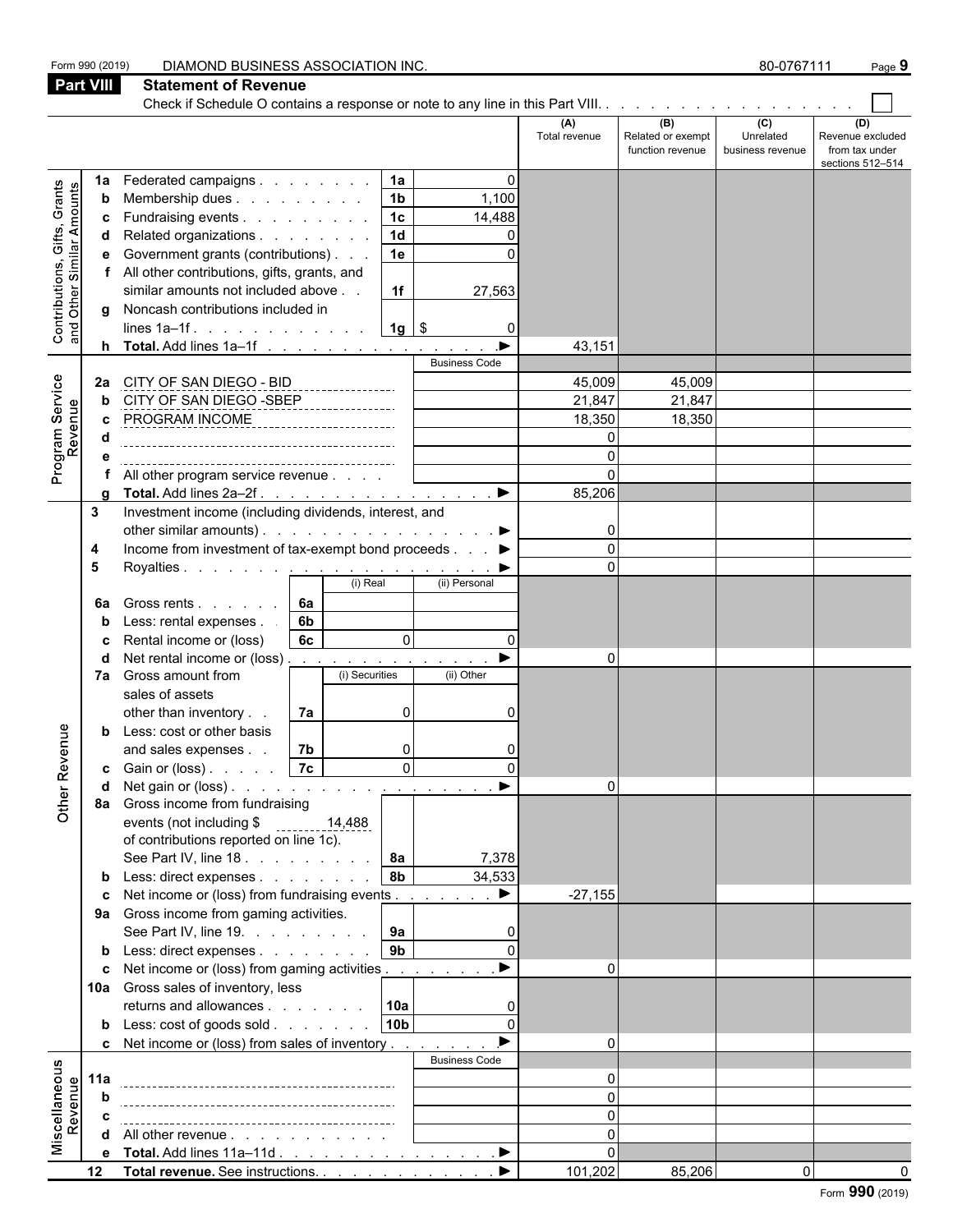Form 990 (2019) DIAMOND BUSINESS ASSOCIATION INC. 80-0767111 Page **9**

## Part VIII Statement of Revenue

Check if Schedule O contains a response or note to any line in this Part VIII. . . . . . . . . . . . . . . . . . ☐

| | | | | (A) Total revenue | (B) Related or exempt function revenue | (C) Unrelated business revenue | (D) Revenue excluded from tax under sections 512–514 |
|---|---|---|---|---|---|---|---|
| **Contributions, Gifts, Grants and Other Similar Amounts** | 1a | Federated campaigns . . . . . . . . 1a | 0 | | | | |
| | b | Membership dues . . . . . . . . . 1b | 1,100 | | | | |
| | c | Fundraising events . . . . . . . . . 1c | 14,488 | | | | |
| | d | Related organizations . . . . . . . . 1d | 0 | | | | |
| | e | Government grants (contributions) . . . 1e | 0 | | | | |
| | f | All other contributions, gifts, grants, and similar amounts not included above . . 1f | 27,563 | | | | |
| | g | Noncash contributions included in lines 1a–1f . . . . . . . . . . . . 1g | $ 0 | | | | |
| | h | **Total.** Add lines 1a–1f . . . . . . . . . . . . . . . ▶ | | 43,151 | | | |
| **Program Service Revenue** | | | Business Code | | | | |
| | 2a | CITY OF SAN DIEGO - BID | | 45,009 | 45,009 | | |
| | b | CITY OF SAN DIEGO -SBEP | | 21,847 | 21,847 | | |
| | c | PROGRAM INCOME | | 18,350 | 18,350 | | |
| | d | | | 0 | | | |
| | e | | | 0 | | | |
| | f | All other program service revenue . . . . | | 0 | | | |
| | g | **Total.** Add lines 2a–2f . . . . . . . . . . . . . . . . ▶ | | 85,206 | | | |
| **Other Revenue** | 3 | Investment income (including dividends, interest, and other similar amounts) . . . . . . . . . . . . . . . . . ▶ | | 0 | | | |
| | 4 | Income from investment of tax-exempt bond proceeds . . . ▶ | | 0 | | | |
| | 5 | Royalties . . . . . . . . . . . . . . . . . . . . . . ▶ | | 0 | | | |
| | | | (i) Real / (ii) Personal | | | | |
| | 6a | Gross rents . . . . . . 6a | | | | | |
| | b | Less: rental expenses . . 6b | | | | | |
| | c | Rental income or (loss) 6c | (i) 0 / (ii) 0 | | | | |
| | d | Net rental income or (loss) . . . . . . . . . . . . . . ▶ | | 0 | | | |
| | 7a | Gross amount from sales of assets other than inventory . . 7a | (i) Securities 0 / (ii) Other 0 | | | | |
| | b | Less: cost or other basis and sales expenses . . 7b | (i) 0 / (ii) 0 | | | | |
| | c | Gain or (loss) . . . . . 7c | (i) 0 / (ii) 0 | | | | |
| | d | Net gain or (loss) . . . . . . . . . . . . . . . . . . ▶ | | 0 | | | |
| | 8a | Gross income from fundraising events (not including $ 14,488 of contributions reported on line 1c). See Part IV, line 18 . . . . . . . . . 8a | 7,378 | | | | |
| | b | Less: direct expenses . . . . . . . . 8b | 34,533 | | | | |
| | c | Net income or (loss) from fundraising events . . . . . . . ▶ | | -27,155 | | | |
| | 9a | Gross income from gaming activities. See Part IV, line 19. . . . . . . . . 9a | 0 | | | | |
| | b | Less: direct expenses . . . . . . . . 9b | 0 | | | | |
| | c | Net income or (loss) from gaming activities . . . . . . . . ▶ | | 0 | | | |
| | 10a | Gross sales of inventory, less returns and allowances . . . . . . . 10a | 0 | | | | |
| | b | Less: cost of goods sold . . . . . . . 10b | 0 | | | | |
| | c | Net income or (loss) from sales of inventory . . . . . . . ▶ | | 0 | | | |
| **Miscellaneous Revenue** | | | Business Code | | | | |
| | 11a | | | 0 | | | |
| | b | | | 0 | | | |
| | c | | | 0 | | | |
| | d | All other revenue . . . . . . . . . . . | | 0 | | | |
| | e | **Total.** Add lines 11a–11d . . . . . . . . . . . . . . . ▶ | | 0 | | | |
| | 12 | **Total revenue.** See instructions. . . . . . . . . . . . . ▶ | | 101,202 | 85,206 | 0 | 0 |

Form **990** (2019)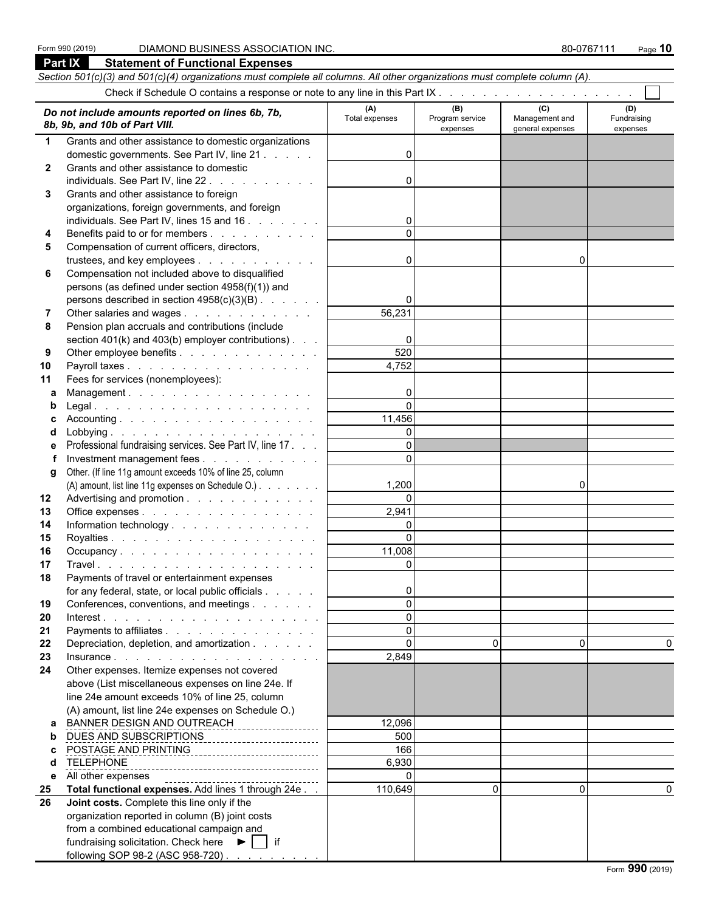Form 990 (2019) DIAMOND BUSINESS ASSOCIATION INC. 80-0767111

## Part IX Statement of Functional Expenses

*Section 501(c)(3) and 501(c)(4) organizations must complete all columns. All other organizations must complete column (A).*

Check if Schedule O contains a response or note to any line in this Part IX . . . . . . . . . . . . . . . . . . . ☐

| *Do not include amounts reported on lines 6b, 7b, 8b, 9b, and 10b of Part VIII.* | (A) Total expenses | (B) Program service expenses | (C) Management and general expenses | (D) Fundraising expenses |
|---|---|---|---|---|
| **1** Grants and other assistance to domestic organizations domestic governments. See Part IV, line 21 | 0 | | | |
| **2** Grants and other assistance to domestic individuals. See Part IV, line 22 | 0 | | | |
| **3** Grants and other assistance to foreign organizations, foreign governments, and foreign individuals. See Part IV, lines 15 and 16 | 0 | | | |
| **4** Benefits paid to or for members | 0 | | | |
| **5** Compensation of current officers, directors, trustees, and key employees | 0 | | 0 | |
| **6** Compensation not included above to disqualified persons (as defined under section 4958(f)(1)) and persons described in section 4958(c)(3)(B) | 0 | | | |
| **7** Other salaries and wages | 56,231 | | | |
| **8** Pension plan accruals and contributions (include section 401(k) and 403(b) employer contributions) | 0 | | | |
| **9** Other employee benefits | 520 | | | |
| **10** Payroll taxes | 4,752 | | | |
| **11** Fees for services (nonemployees): | | | | |
| **a** Management | 0 | | | |
| **b** Legal | 0 | | | |
| **c** Accounting | 11,456 | | | |
| **d** Lobbying | 0 | | | |
| **e** Professional fundraising services. See Part IV, line 17 | 0 | | | |
| **f** Investment management fees | 0 | | | |
| **g** Other. (If line 11g amount exceeds 10% of line 25, column (A) amount, list line 11g expenses on Schedule O.) | 1,200 | | 0 | |
| **12** Advertising and promotion | 0 | | | |
| **13** Office expenses | 2,941 | | | |
| **14** Information technology | 0 | | | |
| **15** Royalties | 0 | | | |
| **16** Occupancy | 11,008 | | | |
| **17** Travel | 0 | | | |
| **18** Payments of travel or entertainment expenses for any federal, state, or local public officials | 0 | | | |
| **19** Conferences, conventions, and meetings | 0 | | | |
| **20** Interest | 0 | | | |
| **21** Payments to affiliates | 0 | | | |
| **22** Depreciation, depletion, and amortization | 0 | 0 | 0 | 0 |
| **23** Insurance | 2,849 | | | |
| **24** Other expenses. Itemize expenses not covered above (List miscellaneous expenses on line 24e. If line 24e amount exceeds 10% of line 25, column (A) amount, list line 24e expenses on Schedule O.) | | | | |
| **a** BANNER DESIGN AND OUTREACH | 12,096 | | | |
| **b** DUES AND SUBSCRIPTIONS | 500 | | | |
| **c** POSTAGE AND PRINTING | 166 | | | |
| **d** TELEPHONE | 6,930 | | | |
| **e** All other expenses | 0 | | | |
| **25 Total functional expenses.** Add lines 1 through 24e | 110,649 | 0 | 0 | 0 |
| **26 Joint costs.** Complete this line only if the organization reported in column (B) joint costs from a combined educational campaign and fundraising solicitation. Check here ► ☐ if following SOP 98-2 (ASC 958-720) | | | | |

Form **990** (2019)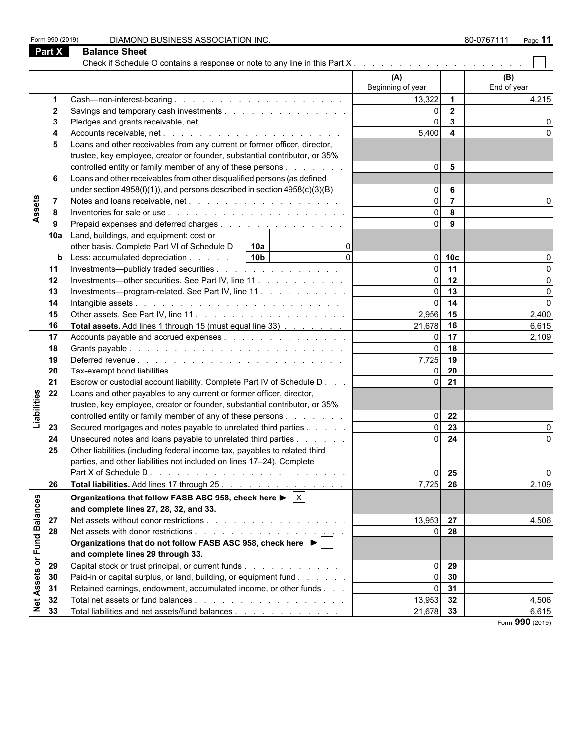Form 990 (2019) DIAMOND BUSINESS ASSOCIATION INC. 80-0767111 Page **11**

## Part X Balance Sheet

Check if Schedule O contains a response or note to any line in this Part X . . . . . . . . . . . . . . . . . . . . ☐

| Section | Line | Description | (A) Beginning of year | Line | (B) End of year |
|---|---|---|---|---|---|
| **Assets** | 1 | Cash—non-interest-bearing | 13,322 | 1 | 4,215 |
| | 2 | Savings and temporary cash investments | 0 | 2 | |
| | 3 | Pledges and grants receivable, net | 0 | 3 | 0 |
| | 4 | Accounts receivable, net | 5,400 | 4 | 0 |
| | 5 | Loans and other receivables from any current or former officer, director, trustee, key employee, creator or founder, substantial contributor, or 35% controlled entity or family member of any of these persons | 0 | 5 | |
| | 6 | Loans and other receivables from other disqualified persons (as defined under section 4958(f)(1)), and persons described in section 4958(c)(3)(B) | 0 | 6 | |
| | 7 | Notes and loans receivable, net | 0 | 7 | 0 |
| | 8 | Inventories for sale or use | 0 | 8 | |
| | 9 | Prepaid expenses and deferred charges | 0 | 9 | |
| | 10a | Land, buildings, and equipment: cost or other basis. Complete Part VI of Schedule D — 10a: 0 | | | |
| | b | Less: accumulated depreciation — 10b: 0 | 0 | 10c | 0 |
| | 11 | Investments—publicly traded securities | 0 | 11 | 0 |
| | 12 | Investments—other securities. See Part IV, line 11 | 0 | 12 | 0 |
| | 13 | Investments—program-related. See Part IV, line 11 | 0 | 13 | 0 |
| | 14 | Intangible assets | 0 | 14 | 0 |
| | 15 | Other assets. See Part IV, line 11 | 2,956 | 15 | 2,400 |
| | 16 | **Total assets.** Add lines 1 through 15 (must equal line 33) | 21,678 | 16 | 6,615 |
| **Liabilities** | 17 | Accounts payable and accrued expenses | 0 | 17 | 2,109 |
| | 18 | Grants payable | 0 | 18 | |
| | 19 | Deferred revenue | 7,725 | 19 | |
| | 20 | Tax-exempt bond liabilities | 0 | 20 | |
| | 21 | Escrow or custodial account liability. Complete Part IV of Schedule D | 0 | 21 | |
| | 22 | Loans and other payables to any current or former officer, director, trustee, key employee, creator or founder, substantial contributor, or 35% controlled entity or family member of any of these persons | 0 | 22 | |
| | 23 | Secured mortgages and notes payable to unrelated third parties | 0 | 23 | 0 |
| | 24 | Unsecured notes and loans payable to unrelated third parties | 0 | 24 | 0 |
| | 25 | Other liabilities (including federal income tax, payables to related third parties, and other liabilities not included on lines 17–24). Complete Part X of Schedule D | 0 | 25 | 0 |
| | 26 | **Total liabilities.** Add lines 17 through 25 | 7,725 | 26 | 2,109 |
| **Net Assets or Fund Balances** | | **Organizations that follow FASB ASC 958, check here ▶ ☒ and complete lines 27, 28, 32, and 33.** | | | |
| | 27 | Net assets without donor restrictions | 13,953 | 27 | 4,506 |
| | 28 | Net assets with donor restrictions | 0 | 28 | |
| | | **Organizations that do not follow FASB ASC 958, check here ▶ ☐ and complete lines 29 through 33.** | | | |
| | 29 | Capital stock or trust principal, or current funds | 0 | 29 | |
| | 30 | Paid-in or capital surplus, or land, building, or equipment fund | 0 | 30 | |
| | 31 | Retained earnings, endowment, accumulated income, or other funds | 0 | 31 | |
| | 32 | Total net assets or fund balances | 13,953 | 32 | 4,506 |
| | 33 | Total liabilities and net assets/fund balances | 21,678 | 33 | 6,615 |

Form **990** (2019)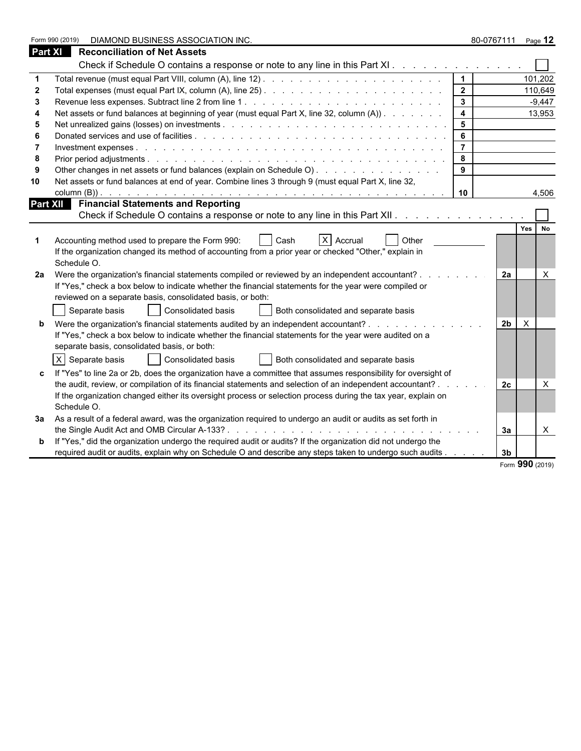Form 990 (2019) DIAMOND BUSINESS ASSOCIATION INC. 80-0767111 Page **12**

## Part XI Reconciliation of Net Assets

Check if Schedule O contains a response or note to any line in this Part XI . . . . . . . . . . . . . ☐

| | | | |
|---|---|---|---|
| 1 | Total revenue (must equal Part VIII, column (A), line 12) | 1 | 101,202 |
| 2 | Total expenses (must equal Part IX, column (A), line 25) | 2 | 110,649 |
| 3 | Revenue less expenses. Subtract line 2 from line 1 | 3 | -9,447 |
| 4 | Net assets or fund balances at beginning of year (must equal Part X, line 32, column (A)) | 4 | 13,953 |
| 5 | Net unrealized gains (losses) on investments | 5 | |
| 6 | Donated services and use of facilities | 6 | |
| 7 | Investment expenses | 7 | |
| 8 | Prior period adjustments | 8 | |
| 9 | Other changes in net assets or fund balances (explain on Schedule O) | 9 | |
| 10 | Net assets or fund balances at end of year. Combine lines 3 through 9 (must equal Part X, line 32, column (B)) | 10 | 4,506 |

## Part XII Financial Statements and Reporting

Check if Schedule O contains a response or note to any line in this Part XII . . . . . . . . . . . . ☐

| | | | Yes | No |
|---|---|---|---|---|
| 1 | Accounting method used to prepare the Form 990: ☐ Cash ☒ Accrual ☐ Other ______<br>If the organization changed its method of accounting from a prior year or checked "Other," explain in Schedule O. | | | |
| 2a | Were the organization's financial statements compiled or reviewed by an independent accountant?<br>If "Yes," check a box below to indicate whether the financial statements for the year were compiled or reviewed on a separate basis, consolidated basis, or both:<br>☐ Separate basis ☐ Consolidated basis ☐ Both consolidated and separate basis | 2a | | X |
| b | Were the organization's financial statements audited by an independent accountant?<br>If "Yes," check a box below to indicate whether the financial statements for the year were audited on a separate basis, consolidated basis, or both:<br>☒ Separate basis ☐ Consolidated basis ☐ Both consolidated and separate basis | 2b | X | |
| c | If "Yes" to line 2a or 2b, does the organization have a committee that assumes responsibility for oversight of the audit, review, or compilation of its financial statements and selection of an independent accountant?<br>If the organization changed either its oversight process or selection process during the tax year, explain on Schedule O. | 2c | | X |
| 3a | As a result of a federal award, was the organization required to undergo an audit or audits as set forth in the Single Audit Act and OMB Circular A-133? | 3a | | X |
| b | If "Yes," did the organization undergo the required audit or audits? If the organization did not undergo the required audit or audits, explain why on Schedule O and describe any steps taken to undergo such audits | 3b | | |

Form **990** (2019)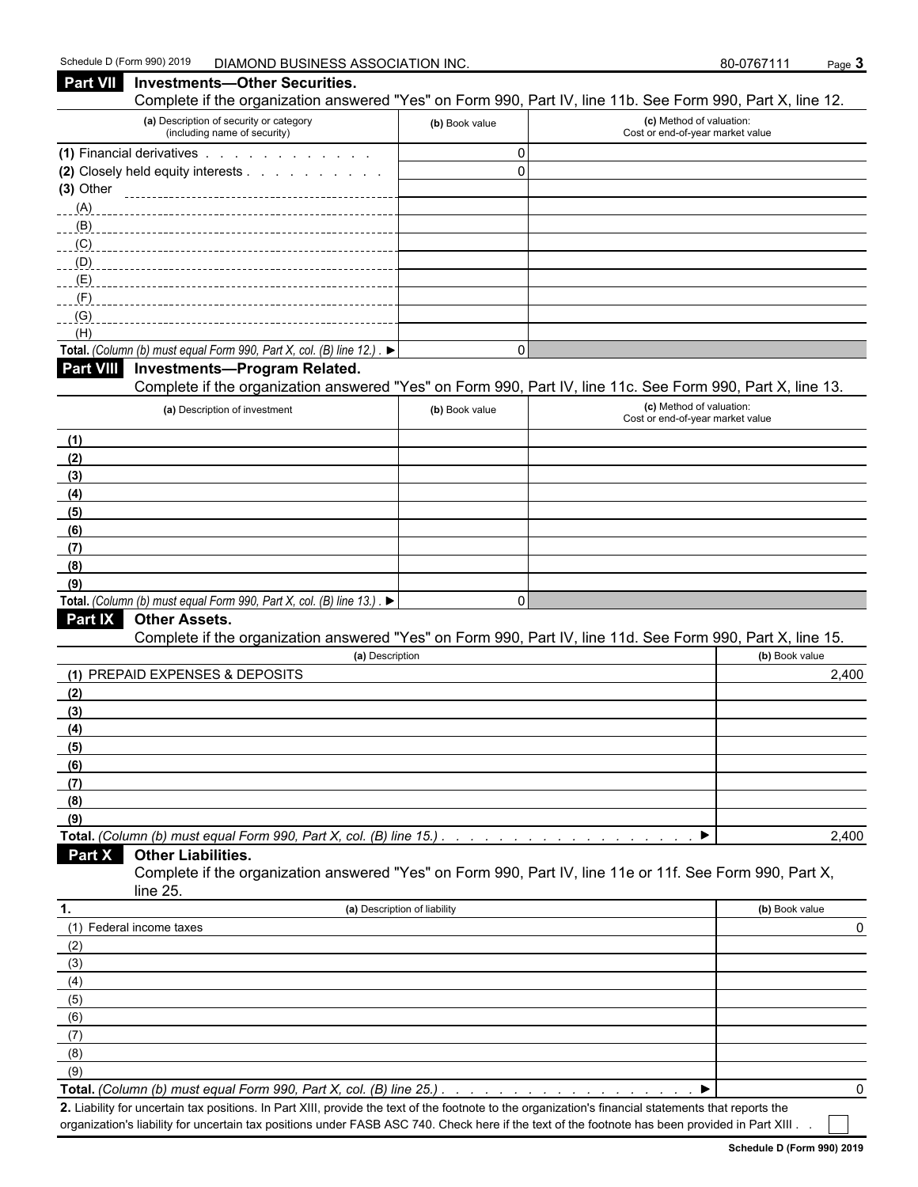Schedule D (Form 990) 2019 DIAMOND BUSINESS ASSOCIATION INC. 80-0767111 Page 3

## Part VII Investments—Other Securities.

Complete if the organization answered "Yes" on Form 990, Part IV, line 11b. See Form 990, Part X, line 12.

| (a) Description of security or category (including name of security) | (b) Book value | (c) Method of valuation: Cost or end-of-year market value |
|---|---|---|
| (1) Financial derivatives | 0 | |
| (2) Closely held equity interests | 0 | |
| (3) Other | | |
| (A) | | |
| (B) | | |
| (C) | | |
| (D) | | |
| (E) | | |
| (F) | | |
| (G) | | |
| (H) | | |
| **Total.** *(Column (b) must equal Form 990, Part X, col. (B) line 12.)* ▶ | 0 | |

## Part VIII Investments—Program Related.

Complete if the organization answered "Yes" on Form 990, Part IV, line 11c. See Form 990, Part X, line 13.

| (a) Description of investment | (b) Book value | (c) Method of valuation: Cost or end-of-year market value |
|---|---|---|
| (1) | | |
| (2) | | |
| (3) | | |
| (4) | | |
| (5) | | |
| (6) | | |
| (7) | | |
| (8) | | |
| (9) | | |
| **Total.** *(Column (b) must equal Form 990, Part X, col. (B) line 13.)* ▶ | 0 | |

## Part IX Other Assets.

Complete if the organization answered "Yes" on Form 990, Part IV, line 11d. See Form 990, Part X, line 15.

| (a) Description | (b) Book value |
|---|---|
| (1) PREPAID EXPENSES & DEPOSITS | 2,400 |
| (2) | |
| (3) | |
| (4) | |
| (5) | |
| (6) | |
| (7) | |
| (8) | |
| (9) | |
| **Total.** *(Column (b) must equal Form 990, Part X, col. (B) line 15.)* ▶ | 2,400 |

## Part X Other Liabilities.

Complete if the organization answered "Yes" on Form 990, Part IV, line 11e or 11f. See Form 990, Part X, line 25.

| 1. (a) Description of liability | (b) Book value |
|---|---|
| (1) Federal income taxes | 0 |
| (2) | |
| (3) | |
| (4) | |
| (5) | |
| (6) | |
| (7) | |
| (8) | |
| (9) | |
| **Total.** *(Column (b) must equal Form 990, Part X, col. (B) line 25.)* ▶ | 0 |

**2.** Liability for uncertain tax positions. In Part XIII, provide the text of the footnote to the organization's financial statements that reports the organization's liability for uncertain tax positions under FASB ASC 740. Check here if the text of the footnote has been provided in Part XIII ☐

**Schedule D (Form 990) 2019**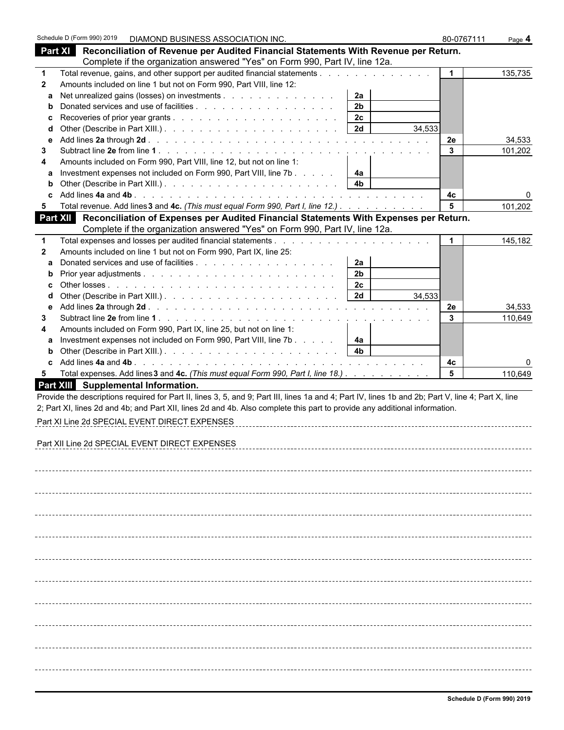Schedule D (Form 990) 2019 DIAMOND BUSINESS ASSOCIATION INC. 80-0767111

## Part XI Reconciliation of Revenue per Audited Financial Statements With Revenue per Return.

Complete if the organization answered "Yes" on Form 990, Part IV, line 12a.

| | | | | | |
|---|---|---|---|---|---|
| **1** | Total revenue, gains, and other support per audited financial statements | | | 1 | 135,735 |
| **2** | Amounts included on line 1 but not on Form 990, Part VIII, line 12: | | | | |
| a | Net unrealized gains (losses) on investments | 2a | | | |
| b | Donated services and use of facilities | 2b | | | |
| c | Recoveries of prior year grants | 2c | | | |
| d | Other (Describe in Part XIII.) | 2d | 34,533 | | |
| e | Add lines **2a** through **2d** | | | 2e | 34,533 |
| **3** | Subtract line **2e** from line **1** | | | 3 | 101,202 |
| **4** | Amounts included on Form 990, Part VIII, line 12, but not on line 1: | | | | |
| a | Investment expenses not included on Form 990, Part VIII, line 7b | 4a | | | |
| b | Other (Describe in Part XIII.) | 4b | | | |
| c | Add lines **4a** and **4b** | | | 4c | 0 |
| **5** | Total revenue. Add lines **3** and **4c.** *(This must equal Form 990, Part I, line 12.)* | | | 5 | 101,202 |

## Part XII Reconciliation of Expenses per Audited Financial Statements With Expenses per Return.

Complete if the organization answered "Yes" on Form 990, Part IV, line 12a.

| | | | | | |
|---|---|---|---|---|---|
| **1** | Total expenses and losses per audited financial statements | | | 1 | 145,182 |
| **2** | Amounts included on line 1 but not on Form 990, Part IX, line 25: | | | | |
| a | Donated services and use of facilities | 2a | | | |
| b | Prior year adjustments | 2b | | | |
| c | Other losses | 2c | | | |
| d | Other (Describe in Part XIII.) | 2d | 34,533 | | |
| e | Add lines **2a** through **2d** | | | 2e | 34,533 |
| **3** | Subtract line **2e** from line **1** | | | 3 | 110,649 |
| **4** | Amounts included on Form 990, Part IX, line 25, but not on line 1: | | | | |
| a | Investment expenses not included on Form 990, Part VIII, line 7b | 4a | | | |
| b | Other (Describe in Part XIII.) | 4b | | | |
| c | Add lines **4a** and **4b** | | | 4c | 0 |
| **5** | Total expenses. Add lines **3** and **4c.** *(This must equal Form 990, Part I, line 18.)* | | | 5 | 110,649 |

## Part XIII Supplemental Information.

Provide the descriptions required for Part II, lines 3, 5, and 9; Part III, lines 1a and 4; Part IV, lines 1b and 2b; Part V, line 4; Part X, line 2; Part XI, lines 2d and 4b; and Part XII, lines 2d and 4b. Also complete this part to provide any additional information.

Part XI Line 2d SPECIAL EVENT DIRECT EXPENSES

Part XII Line 2d SPECIAL EVENT DIRECT EXPENSES

**Schedule D (Form 990) 2019**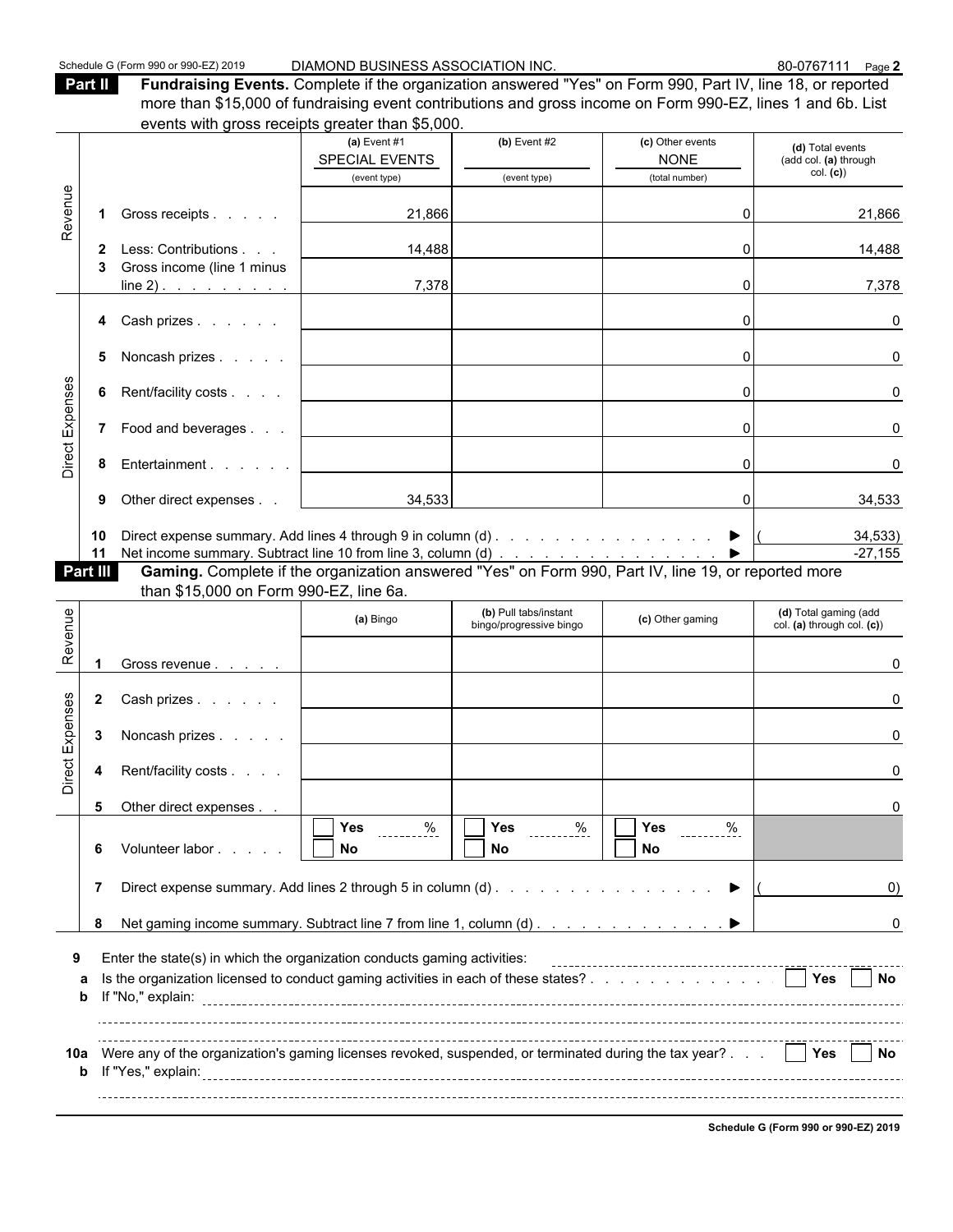Schedule G (Form 990 or 990-EZ) 2019 DIAMOND BUSINESS ASSOCIATION INC. 80-0767111 Page **2**

**Part II** **Fundraising Events.** Complete if the organization answered "Yes" on Form 990, Part IV, line 18, or reported more than $15,000 of fundraising event contributions and gross income on Form 990-EZ, lines 1 and 6b. List events with gross receipts greater than $5,000.

| | | (a) Event #1 SPECIAL EVENTS (event type) | (b) Event #2 (event type) | (c) Other events NONE (total number) | (d) Total events (add col. (a) through col. (c)) |
|---|---|---|---|---|---|
| Revenue | 1 Gross receipts | 21,866 | | 0 | 21,866 |
| | 2 Less: Contributions | 14,488 | | 0 | 14,488 |
| | 3 Gross income (line 1 minus line 2) | 7,378 | | 0 | 7,378 |
| Direct Expenses | 4 Cash prizes | | | 0 | 0 |
| | 5 Noncash prizes | | | 0 | 0 |
| | 6 Rent/facility costs | | | 0 | 0 |
| | 7 Food and beverages | | | 0 | 0 |
| | 8 Entertainment | | | 0 | 0 |
| | 9 Other direct expenses | 34,533 | | 0 | 34,533 |
| | 10 Direct expense summary. Add lines 4 through 9 in column (d) ▶ | | | | (34,533) |
| | 11 Net income summary. Subtract line 10 from line 3, column (d) ▶ | | | | -27,155 |

**Part III** **Gaming.** Complete if the organization answered "Yes" on Form 990, Part IV, line 19, or reported more than $15,000 on Form 990-EZ, line 6a.

| | | (a) Bingo | (b) Pull tabs/instant bingo/progressive bingo | (c) Other gaming | (d) Total gaming (add col. (a) through col. (c)) |
|---|---|---|---|---|---|
| Revenue | 1 Gross revenue | | | | 0 |
| Direct Expenses | 2 Cash prizes | | | | 0 |
| | 3 Noncash prizes | | | | 0 |
| | 4 Rent/facility costs | | | | 0 |
| | 5 Other direct expenses | | | | 0 |
| | 6 Volunteer labor | ☐ Yes ____ % ☐ No | ☐ Yes ____ % ☐ No | ☐ Yes ____ % ☐ No | |
| | 7 Direct expense summary. Add lines 2 through 5 in column (d) ▶ | | | | ( 0) |
| | 8 Net gaming income summary. Subtract line 7 from line 1, column (d) ▶ | | | | 0 |

**9** Enter the state(s) in which the organization conducts gaming activities:

**a** Is the organization licensed to conduct gaming activities in each of these states? ☐ Yes ☐ No

**b** If "No," explain:

**10a** Were any of the organization's gaming licenses revoked, suspended, or terminated during the tax year? ☐ Yes ☐ No

**b** If "Yes," explain:

**Schedule G (Form 990 or 990-EZ) 2019**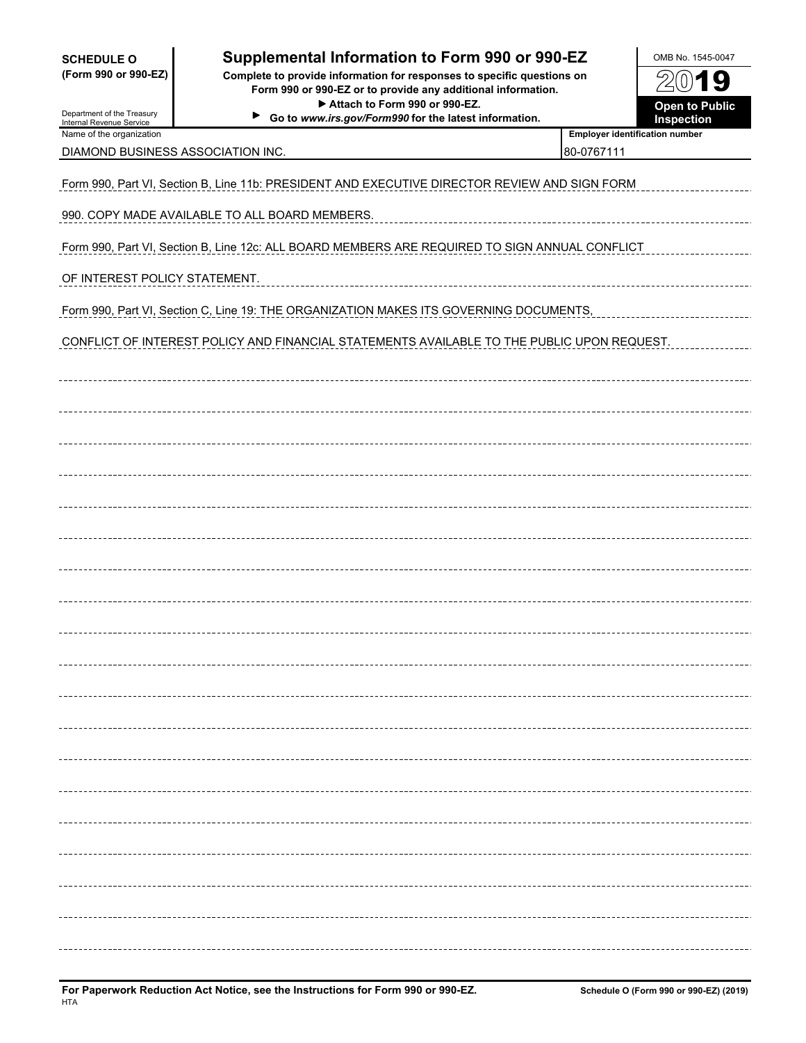**SCHEDULE O**
**(Form 990 or 990-EZ)**

Department of the Treasury
Internal Revenue Service

# Supplemental Information to Form 990 or 990-EZ

**Complete to provide information for responses to specific questions on Form 990 or 990-EZ or to provide any additional information.**
**▶ Attach to Form 990 or 990-EZ.**
**▶ Go to *www.irs.gov/Form990* for the latest information.**

OMB No. 1545-0047

**2019**

**Open to Public Inspection**

| Name of the organization | Employer identification number |
|---|---|
| DIAMOND BUSINESS ASSOCIATION INC. | 80-0767111 |

Form 990, Part VI, Section B, Line 11b: PRESIDENT AND EXECUTIVE DIRECTOR REVIEW AND SIGN FORM 990. COPY MADE AVAILABLE TO ALL BOARD MEMBERS.

Form 990, Part VI, Section B, Line 12c: ALL BOARD MEMBERS ARE REQUIRED TO SIGN ANNUAL CONFLICT OF INTEREST POLICY STATEMENT.

Form 990, Part VI, Section C, Line 19: THE ORGANIZATION MAKES ITS GOVERNING DOCUMENTS, CONFLICT OF INTEREST POLICY AND FINANCIAL STATEMENTS AVAILABLE TO THE PUBLIC UPON REQUEST.

**For Paperwork Reduction Act Notice, see the Instructions for Form 990 or 990-EZ.**
HTA

**Schedule O (Form 990 or 990-EZ) (2019)**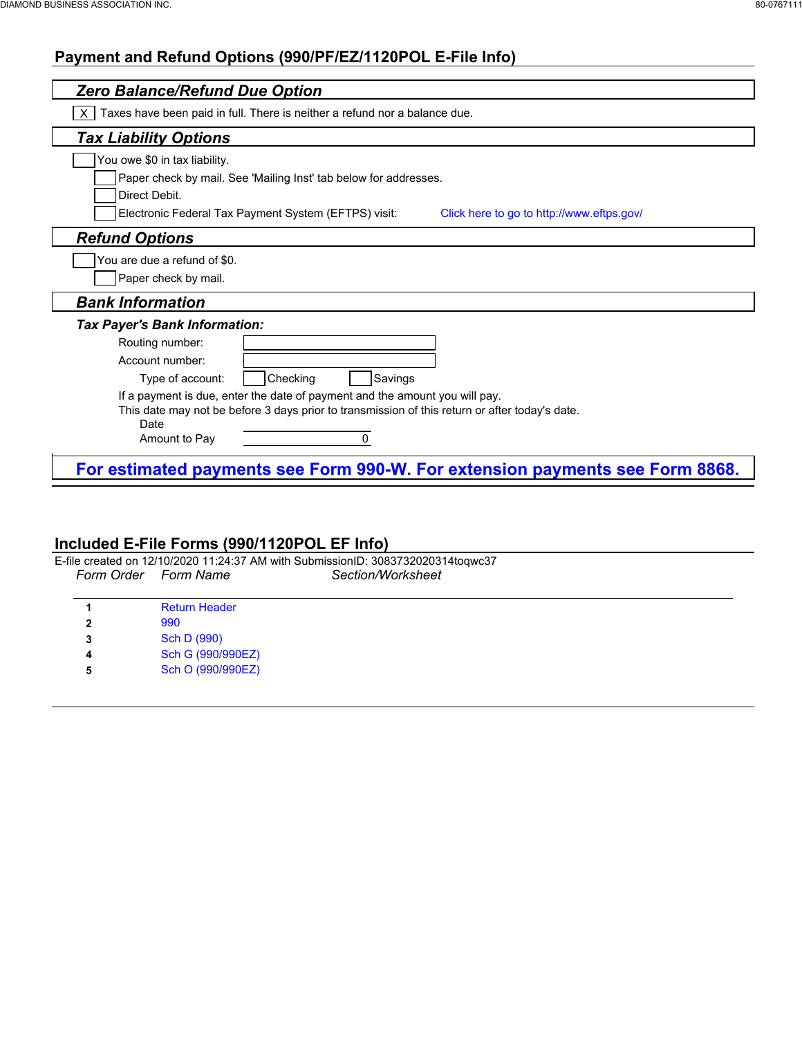## Payment and Refund Options (990/PF/EZ/1120POL E-File Info)

### *Zero Balance/Refund Due Option*

[X] Taxes have been paid in full. There is neither a refund nor a balance due.

### *Tax Liability Options*

[ ] You owe $0 in tax liability.

- [ ] Paper check by mail. See 'Mailing Inst' tab below for addresses.
- [ ] Direct Debit.
- [ ] Electronic Federal Tax Payment System (EFTPS) visit: Click here to go to http://www.eftps.gov/

### *Refund Options*

[ ] You are due a refund of $0.

- [ ] Paper check by mail.

### *Bank Information*

***Tax Payer's Bank Information:***

Routing number:

Account number:

Type of account: [ ] Checking [ ] Savings

If a payment is due, enter the date of payment and the amount you will pay.
This date may not be before 3 days prior to transmission of this return or after today's date.

Date

Amount to Pay 0

**For estimated payments see Form 990-W. For extension payments see Form 8868.**

## Included E-File Forms (990/1120POL EF Info)

E-file created on 12/10/2020 11:24:37 AM with SubmissionID: 3083732020314toqwc37

| *Form Order* | *Form Name* | *Section/Worksheet* |
|---|---|---|
| 1 | Return Header | |
| 2 | 990 | |
| 3 | Sch D (990) | |
| 4 | Sch G (990/990EZ) | |
| 5 | Sch O (990/990EZ) | |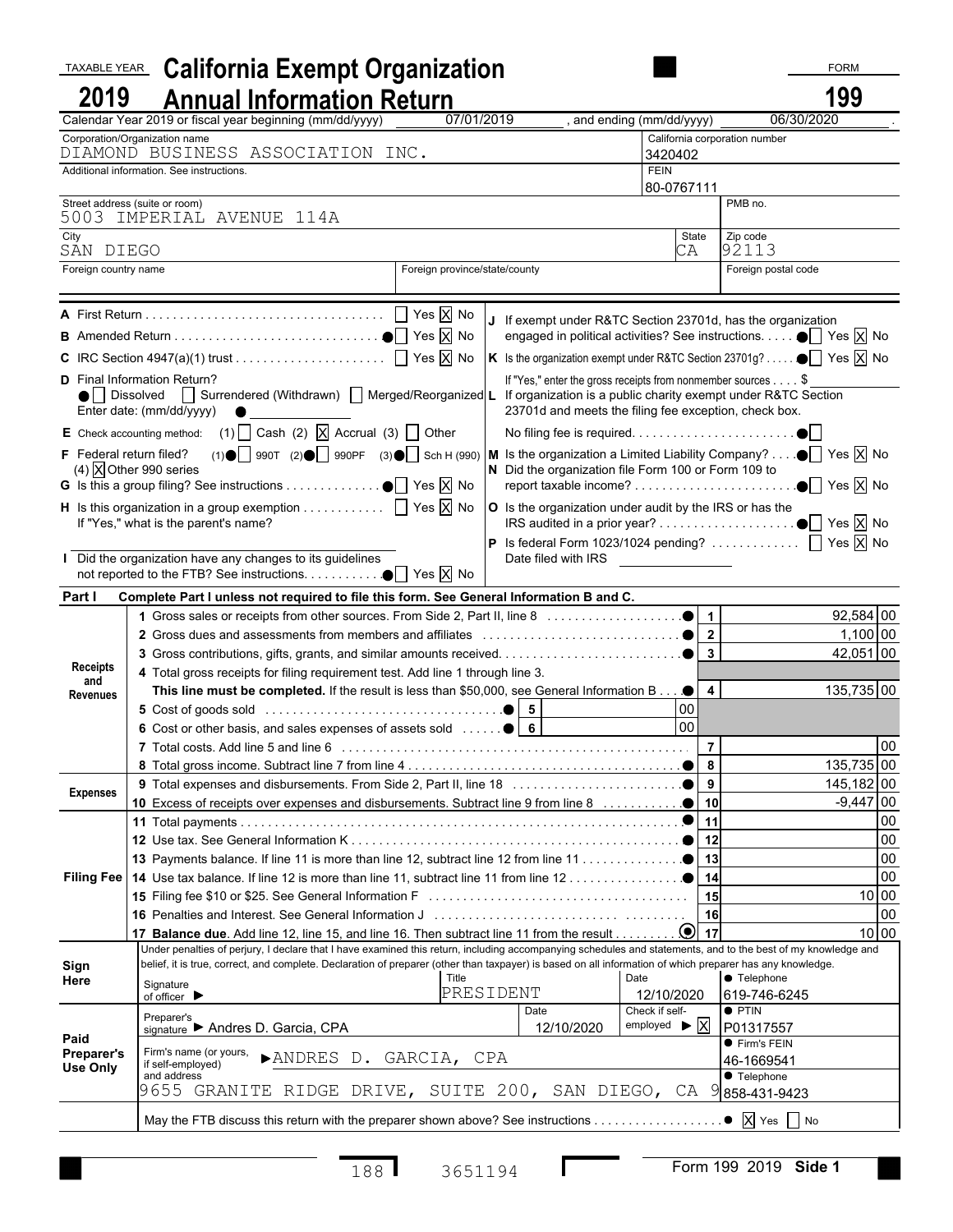TAXABLE YEAR **2019**

# California Exempt Organization Annual Information Return

FORM **199**

Calendar Year 2019 or fiscal year beginning (mm/dd/yyyy) 07/01/2019 , and ending (mm/dd/yyyy) 06/30/2020

| Corporation/Organization name | California corporation number |
|---|---|
| DIAMOND BUSINESS ASSOCIATION INC. | 3420402 |
| Additional information. See instructions. | FEIN 80-0767111 |
| Street address (suite or room) 5003 IMPERIAL AVENUE 114A | PMB no. |
| City SAN DIEGO | State CA / Zip code 92113 |
| Foreign country name / Foreign province/state/county | Foreign postal code |

**A** First Return ☐ Yes ☒ No

**B** Amended Return ☐ Yes ☒ No

**C** IRC Section 4947(a)(1) trust ☐ Yes ☒ No

**D** Final Information Return? ☐ Dissolved ☐ Surrendered (Withdrawn) ☐ Merged/Reorganized Enter date: (mm/dd/yyyy)

**E** Check accounting method: (1) ☐ Cash (2) ☒ Accrual (3) ☐ Other

**F** Federal return filed? (1) ☐ 990T (2) ☐ 990PF (3) ☐ Sch H (990) (4) ☒ Other 990 series

**G** Is this a group filing? See instructions ☐ Yes ☒ No

**H** Is this organization in a group exemption ☐ Yes ☒ No
If "Yes," what is the parent's name?

**I** Did the organization have any changes to its guidelines not reported to the FTB? See instructions. ☐ Yes ☒ No

**J** If exempt under R&TC Section 23701d, has the organization engaged in political activities? See instructions. ☐ Yes ☒ No

**K** Is the organization exempt under R&TC Section 23701g? ☐ Yes ☒ No
If "Yes," enter the gross receipts from nonmember sources $

**L** If organization is a public charity exempt under R&TC Section 23701d and meets the filing fee exception, check box. No filing fee is required. ☐

**M** Is the organization a Limited Liability Company? ☐ Yes ☒ No

**N** Did the organization file Form 100 or Form 109 to report taxable income? ☐ Yes ☒ No

**O** Is the organization under audit by the IRS or has the IRS audited in a prior year? ☐ Yes ☒ No

**P** Is federal Form 1023/1024 pending? ☐ Yes ☒ No
Date filed with IRS

## Part I Complete Part I unless not required to file this form. See General Information B and C.

| Section | Line | Description | Line No. | Amount |
|---|---|---|---|---|
| Receipts and Revenues | 1 | Gross sales or receipts from other sources. From Side 2, Part II, line 8 | 1 | 92,584 00 |
| | 2 | Gross dues and assessments from members and affiliates | 2 | 1,100 00 |
| | 3 | Gross contributions, gifts, grants, and similar amounts received | 3 | 42,051 00 |
| | 4 | Total gross receipts for filing requirement test. Add line 1 through line 3. **This line must be completed.** If the result is less than $50,000, see General Information B | 4 | 135,735 00 |
| | 5 | Cost of goods sold — 5: 00 | | |
| | 6 | Cost or other basis, and sales expenses of assets sold — 6: 00 | | |
| | 7 | Total costs. Add line 5 and line 6 | 7 | 00 |
| | 8 | Total gross income. Subtract line 7 from line 4 | 8 | 135,735 00 |
| Expenses | 9 | Total expenses and disbursements. From Side 2, Part II, line 18 | 9 | 145,182 00 |
| | 10 | Excess of receipts over expenses and disbursements. Subtract line 9 from line 8 | 10 | -9,447 00 |
| Filing Fee | 11 | Total payments | 11 | 00 |
| | 12 | Use tax. See General Information K | 12 | 00 |
| | 13 | Payments balance. If line 11 is more than line 12, subtract line 12 from line 11 | 13 | 00 |
| | 14 | Use tax balance. If line 12 is more than line 11, subtract line 11 from line 12 | 14 | 00 |
| | 15 | Filing fee $10 or $25. See General Information F | 15 | 10 00 |
| | 16 | Penalties and Interest. See General Information J | 16 | 00 |
| | 17 | **Balance due**. Add line 12, line 15, and line 16. Then subtract line 11 from the result | 17 | 10 00 |

Under penalties of perjury, I declare that I have examined this return, including accompanying schedules and statements, and to the best of my knowledge and belief, it is true, correct, and complete. Declaration of preparer (other than taxpayer) is based on all information of which preparer has any knowledge.

**Sign Here** — Signature of officer ▶ | Title: PRESIDENT | Date: 12/10/2020 | Telephone: 619-746-6245

**Paid Preparer's Use Only**

- Preparer's signature ▶ Andres D. Garcia, CPA | Date: 12/10/2020 | Check if self-employed ▶ ☒ | PTIN: P01317557
- Firm's name (or yours, if self-employed) and address: ▶ANDRES D. GARCIA, CPA, 9655 GRANITE RIDGE DRIVE, SUITE 200, SAN DIEGO, CA 9
- Firm's FEIN: 46-1669541
- Telephone: 858-431-9423

May the FTB discuss this return with the preparer shown above? See instructions ☒ Yes ☐ No

188 3651194 Form 199 2019 Side 1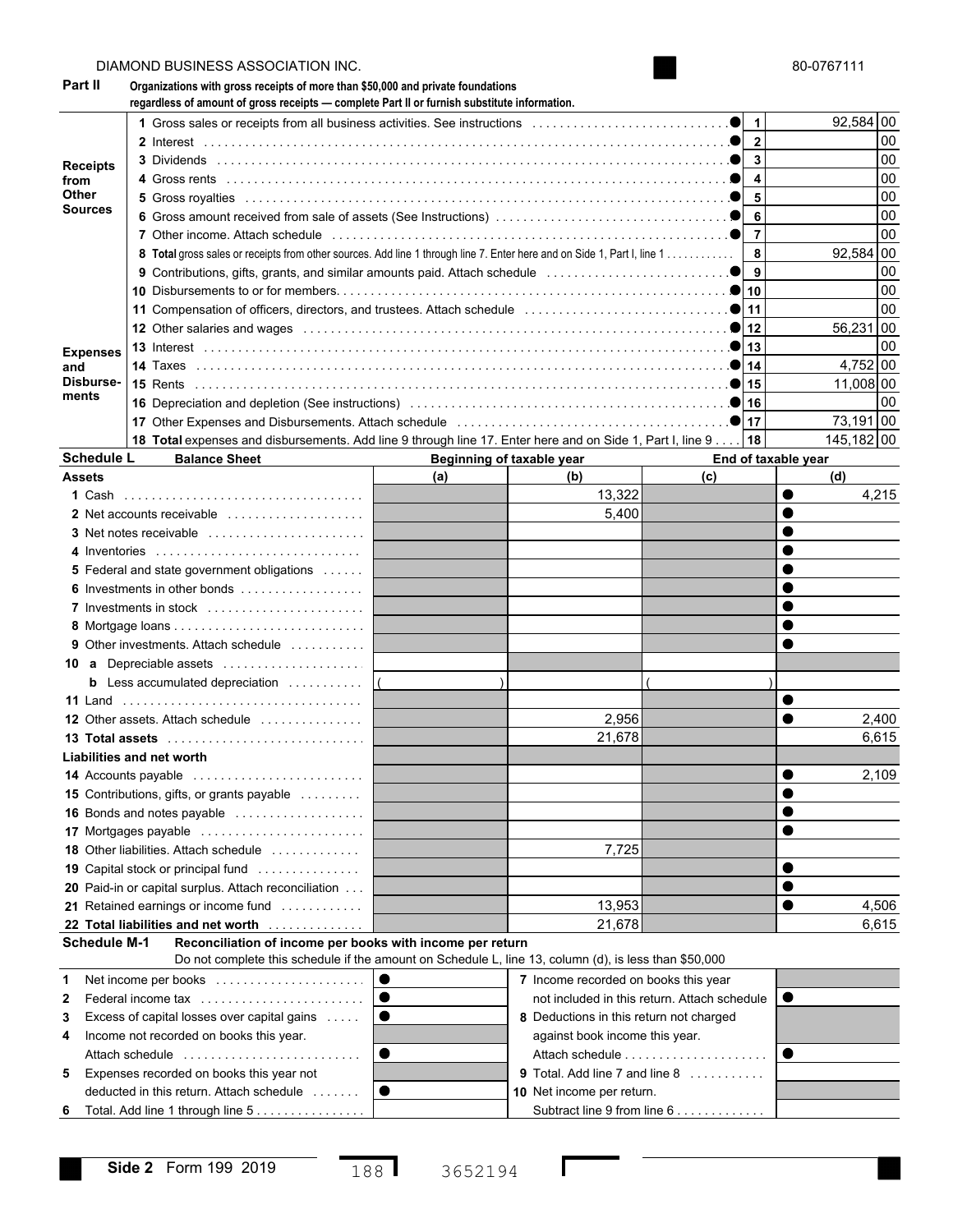DIAMOND BUSINESS ASSOCIATION INC. — 80-0767111

## Part II — Organizations with gross receipts of more than $50,000 and private foundations regardless of amount of gross receipts — complete Part II or furnish substitute information.

| Section | Line | Description | Line No. | Amount |
|---|---|---|---|---|
| Receipts from Other Sources | 1 | Gross sales or receipts from all business activities. See instructions | 1 | 92,584 00 |
| | 2 | Interest | 2 | 00 |
| | 3 | Dividends | 3 | 00 |
| | 4 | Gross rents | 4 | 00 |
| | 5 | Gross royalties | 5 | 00 |
| | 6 | Gross amount received from sale of assets (See Instructions) | 6 | 00 |
| | 7 | Other income. Attach schedule | 7 | 00 |
| | 8 | **Total** gross sales or receipts from other sources. Add line 1 through line 7. Enter here and on Side 1, Part I, line 1 | 8 | 92,584 00 |
| Expenses and Disbursements | 9 | Contributions, gifts, grants, and similar amounts paid. Attach schedule | 9 | 00 |
| | 10 | Disbursements to or for members | 10 | 00 |
| | 11 | Compensation of officers, directors, and trustees. Attach schedule | 11 | 00 |
| | 12 | Other salaries and wages | 12 | 56,231 00 |
| | 13 | Interest | 13 | 00 |
| | 14 | Taxes | 14 | 4,752 00 |
| | 15 | Rents | 15 | 11,008 00 |
| | 16 | Depreciation and depletion (See instructions) | 16 | 00 |
| | 17 | Other Expenses and Disbursements. Attach schedule | 17 | 73,191 00 |
| | 18 | **Total** expenses and disbursements. Add line 9 through line 17. Enter here and on Side 1, Part I, line 9 | 18 | 145,182 00 |

## Schedule L — Balance Sheet

| Assets | Beginning of taxable year (a) | (b) | End of taxable year (c) | (d) |
|---|---|---|---|---|
| 1 Cash | | 13,322 | | 4,215 |
| 2 Net accounts receivable | | 5,400 | | |
| 3 Net notes receivable | | | | |
| 4 Inventories | | | | |
| 5 Federal and state government obligations | | | | |
| 6 Investments in other bonds | | | | |
| 7 Investments in stock | | | | |
| 8 Mortgage loans | | | | |
| 9 Other investments. Attach schedule | | | | |
| 10 a Depreciable assets | | | | |
| b Less accumulated depreciation | ( ) | | ( ) | |
| 11 Land | | | | |
| 12 Other assets. Attach schedule | | 2,956 | | 2,400 |
| 13 **Total assets** | | 21,678 | | 6,615 |
| **Liabilities and net worth** | | | | |
| 14 Accounts payable | | | | 2,109 |
| 15 Contributions, gifts, or grants payable | | | | |
| 16 Bonds and notes payable | | | | |
| 17 Mortgages payable | | | | |
| 18 Other liabilities. Attach schedule | | 7,725 | | |
| 19 Capital stock or principal fund | | | | |
| 20 Paid-in or capital surplus. Attach reconciliation | | | | |
| 21 Retained earnings or income fund | | 13,953 | | 4,506 |
| 22 **Total liabilities and net worth** | | 21,678 | | 6,615 |

## Schedule M-1 — Reconciliation of income per books with income per return

Do not complete this schedule if the amount on Schedule L, line 13, column (d), is less than $50,000

| | | | | |
|---|---|---|---|---|
| 1 Net income per books | | 7 Income recorded on books this year not included in this return. Attach schedule | | |
| 2 Federal income tax | | | | |
| 3 Excess of capital losses over capital gains | | 8 Deductions in this return not charged against book income this year. Attach schedule | | |
| 4 Income not recorded on books this year. Attach schedule | | | | |
| 5 Expenses recorded on books this year not deducted in this return. Attach schedule | | 9 Total. Add line 7 and line 8 | | |
| 6 Total. Add line 1 through line 5 | | 10 Net income per return. Subtract line 9 from line 6 | | |

Side 2 Form 199 2019

188 3652194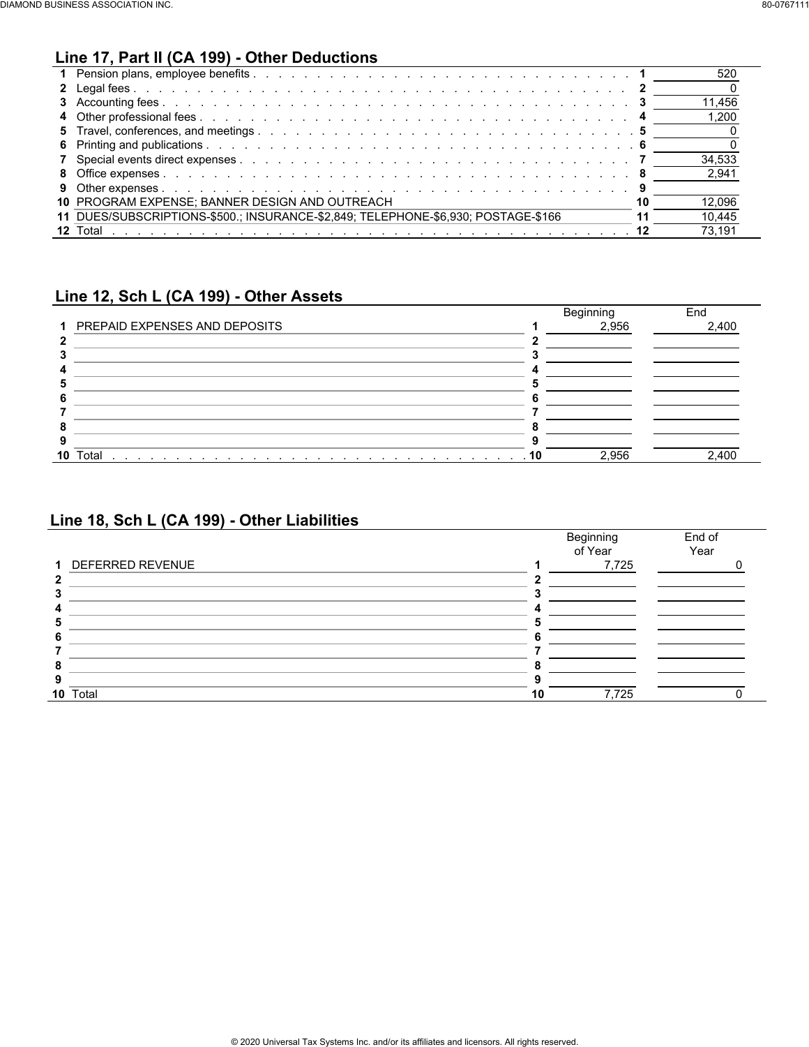## Line 17, Part II (CA 199) - Other Deductions

| | Description | Line | Amount |
|---|---|---|---|
| 1 | Pension plans, employee benefits | 1 | 520 |
| 2 | Legal fees | 2 | 0 |
| 3 | Accounting fees | 3 | 11,456 |
| 4 | Other professional fees | 4 | 1,200 |
| 5 | Travel, conferences, and meetings | 5 | 0 |
| 6 | Printing and publications | 6 | 0 |
| 7 | Special events direct expenses | 7 | 34,533 |
| 8 | Office expenses | 8 | 2,941 |
| 9 | Other expenses | 9 | |
| 10 | PROGRAM EXPENSE; BANNER DESIGN AND OUTREACH | 10 | 12,096 |
| 11 | DUES/SUBSCRIPTIONS-$500.; INSURANCE-$2,849; TELEPHONE-$6,930; POSTAGE-$166 | 11 | 10,445 |
| 12 | Total | 12 | 73,191 |

## Line 12, Sch L (CA 199) - Other Assets

| | Description | Line | Beginning | End |
|---|---|---|---|---|
| 1 | PREPAID EXPENSES AND DEPOSITS | 1 | 2,956 | 2,400 |
| 2 | | 2 | | |
| 3 | | 3 | | |
| 4 | | 4 | | |
| 5 | | 5 | | |
| 6 | | 6 | | |
| 7 | | 7 | | |
| 8 | | 8 | | |
| 9 | | 9 | | |
| 10 | Total | 10 | 2,956 | 2,400 |

## Line 18, Sch L (CA 199) - Other Liabilities

| | Description | Line | Beginning of Year | End of Year |
|---|---|---|---|---|
| 1 | DEFERRED REVENUE | 1 | 7,725 | 0 |
| 2 | | 2 | | |
| 3 | | 3 | | |
| 4 | | 4 | | |
| 5 | | 5 | | |
| 6 | | 6 | | |
| 7 | | 7 | | |
| 8 | | 8 | | |
| 9 | | 9 | | |
| 10 | Total | 10 | 7,725 | 0 |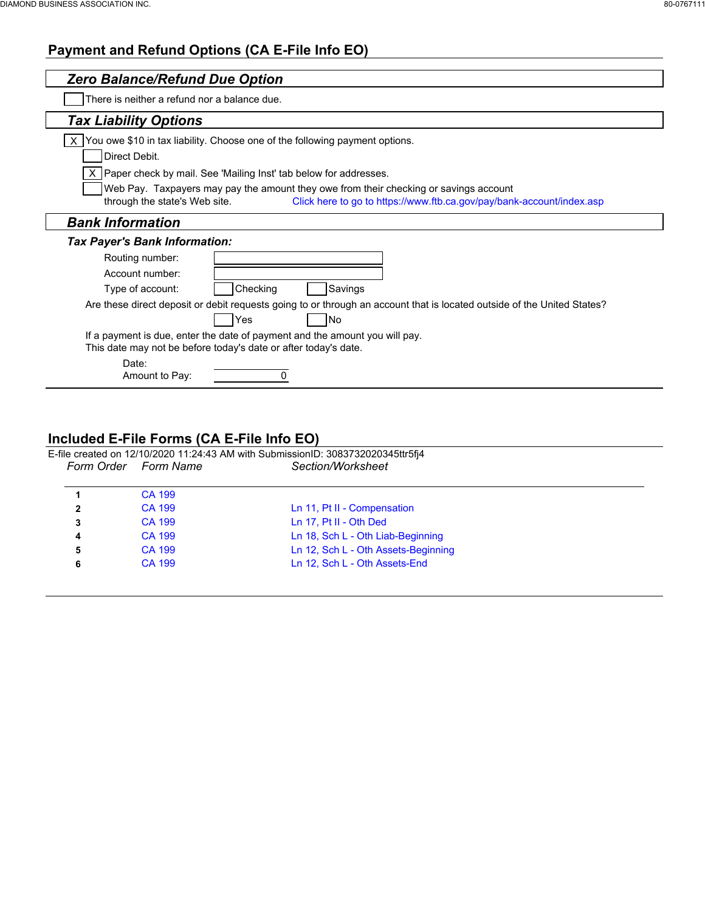## Payment and Refund Options (CA E-File Info EO)

### *Zero Balance/Refund Due Option*

[ ] There is neither a refund nor a balance due.

### *Tax Liability Options*

[X] You owe $10 in tax liability. Choose one of the following payment options.

[ ] Direct Debit.

[X] Paper check by mail. See 'Mailing Inst' tab below for addresses.

[ ] Web Pay. Taxpayers may pay the amount they owe from their checking or savings account through the state's Web site. Click here to go to https://www.ftb.ca.gov/pay/bank-account/index.asp

### *Bank Information*

***Tax Payer's Bank Information:***

Routing number:

Account number:

Type of account: [ ] Checking [ ] Savings

Are these direct deposit or debit requests going to or through an account that is located outside of the United States?

[ ] Yes [ ] No

If a payment is due, enter the date of payment and the amount you will pay.
This date may not be before today's date or after today's date.

Date:

Amount to Pay: 0

## Included E-File Forms (CA E-File Info EO)

E-file created on 12/10/2020 11:24:43 AM with SubmissionID: 3083732020345ttr5fj4

| *Form Order* | *Form Name* | *Section/Worksheet* |
|---|---|---|
| **1** | CA 199 | |
| **2** | CA 199 | Ln 11, Pt II - Compensation |
| **3** | CA 199 | Ln 17, Pt II - Oth Ded |
| **4** | CA 199 | Ln 18, Sch L - Oth Liab-Beginning |
| **5** | CA 199 | Ln 12, Sch L - Oth Assets-Beginning |
| **6** | CA 199 | Ln 12, Sch L - Oth Assets-End |